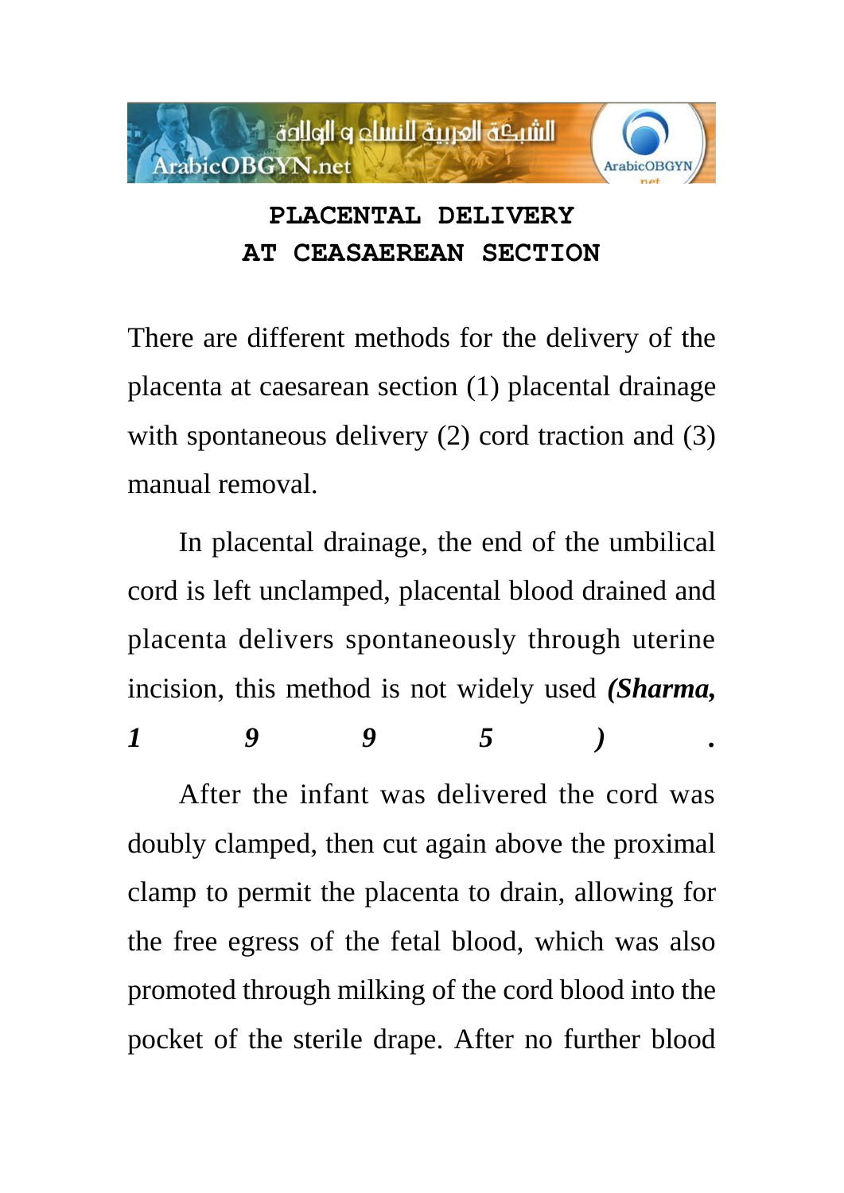# PLACENTAL DELIVERY AT CEASAEREAN SECTION

There are different methods for the delivery of the placenta at caesarean section (1) placental drainage with spontaneous delivery (2) cord traction and (3) manual removal.

In placental drainage, the end of the umbilical cord is left unclamped, placental blood drained and placenta delivers spontaneously through uterine incision, this method is not widely used ***(Sharma, 1995)***.

After the infant was delivered the cord was doubly clamped, then cut again above the proximal clamp to permit the placenta to drain, allowing for the free egress of the fetal blood, which was also promoted through milking of the cord blood into the pocket of the sterile drape. After no further blood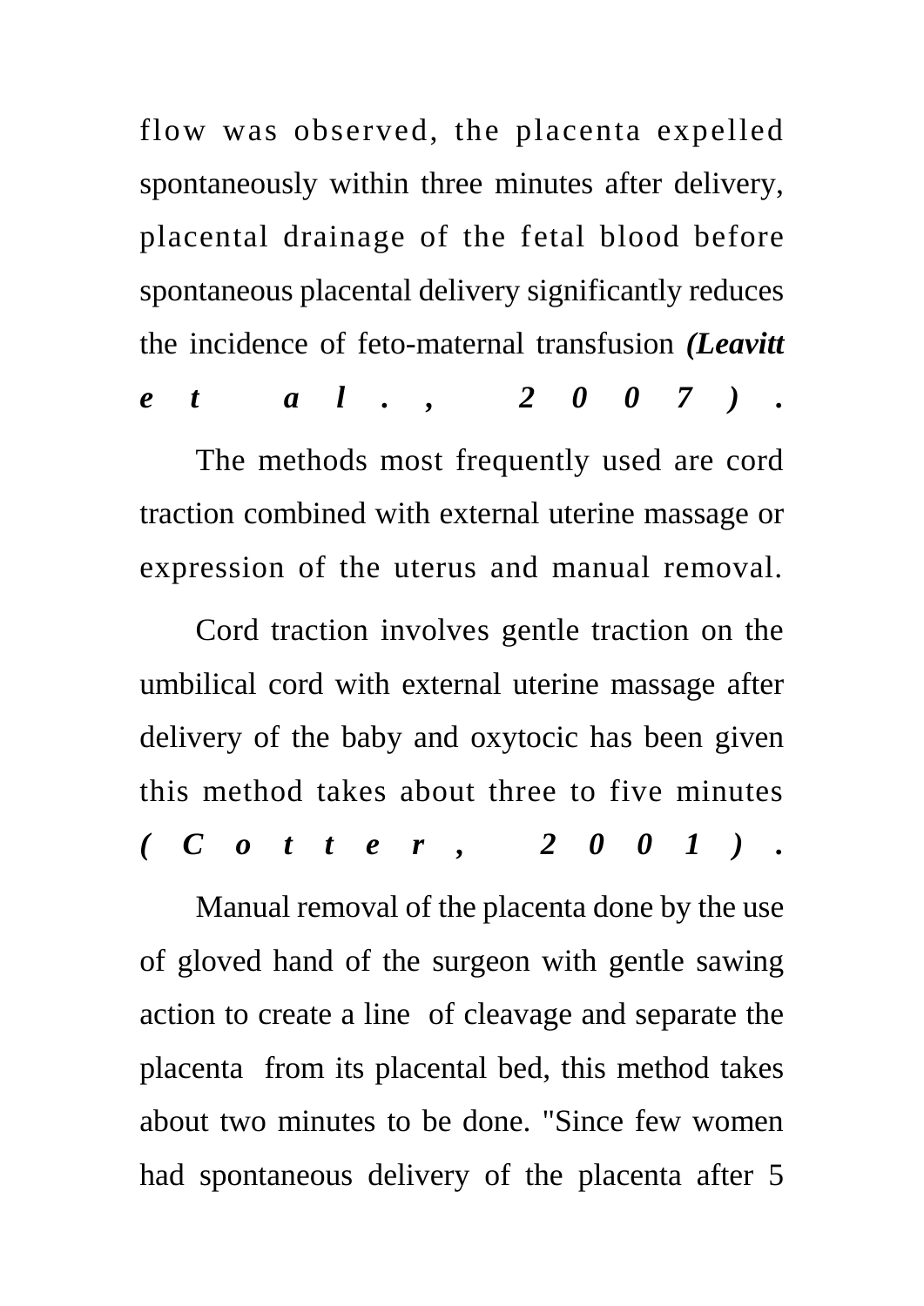flow was observed, the placenta expelled spontaneously within three minutes after delivery, placental drainage of the fetal blood before spontaneous placental delivery significantly reduces the incidence of feto-maternal transfusion ***(Leavitt et al., 2007).***

The methods most frequently used are cord traction combined with external uterine massage or expression of the uterus and manual removal.

Cord traction involves gentle traction on the umbilical cord with external uterine massage after delivery of the baby and oxytocic has been given this method takes about three to five minutes ***(Cotter, 2001).***

Manual removal of the placenta done by the use of gloved hand of the surgeon with gentle sawing action to create a line of cleavage and separate the placenta from its placental bed, this method takes about two minutes to be done. "Since few women had spontaneous delivery of the placenta after 5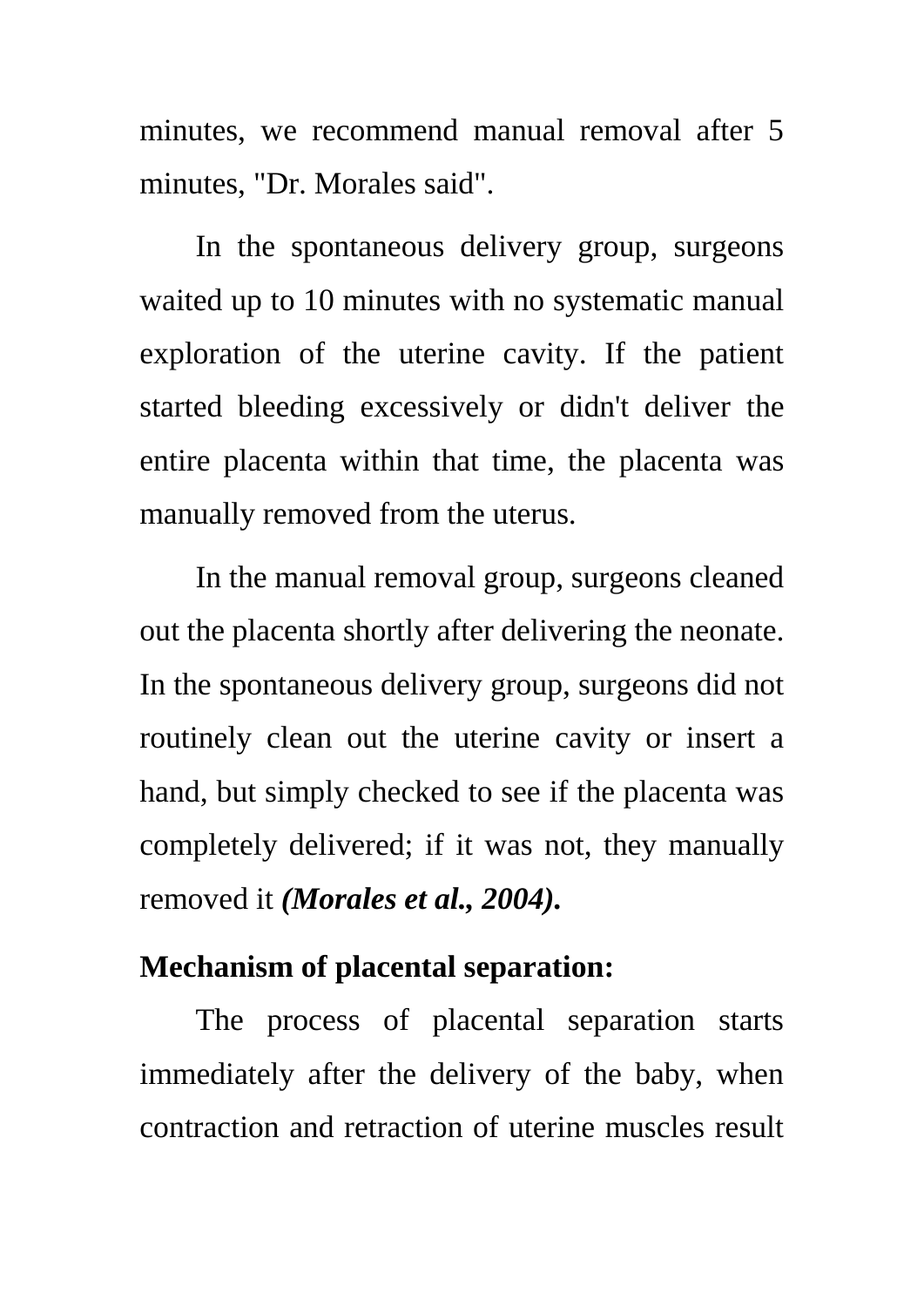minutes, we recommend manual removal after 5 minutes, "Dr. Morales said".

In the spontaneous delivery group, surgeons waited up to 10 minutes with no systematic manual exploration of the uterine cavity. If the patient started bleeding excessively or didn't deliver the entire placenta within that time, the placenta was manually removed from the uterus.

In the manual removal group, surgeons cleaned out the placenta shortly after delivering the neonate. In the spontaneous delivery group, surgeons did not routinely clean out the uterine cavity or insert a hand, but simply checked to see if the placenta was completely delivered; if it was not, they manually removed it ***(Morales et al., 2004).***

**Mechanism of placental separation:**

The process of placental separation starts immediately after the delivery of the baby, when contraction and retraction of uterine muscles result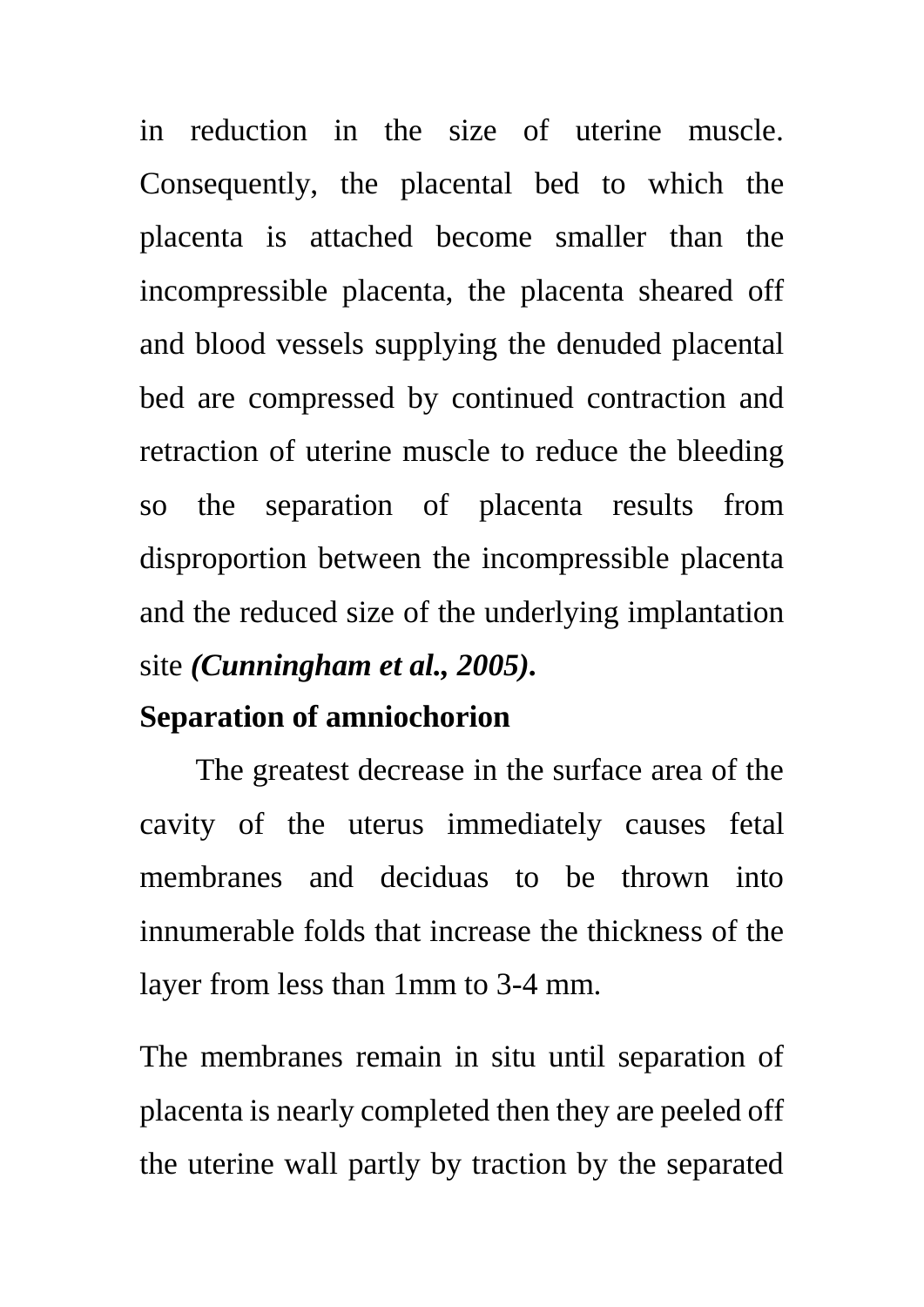in reduction in the size of uterine muscle. Consequently, the placental bed to which the placenta is attached become smaller than the incompressible placenta, the placenta sheared off and blood vessels supplying the denuded placental bed are compressed by continued contraction and retraction of uterine muscle to reduce the bleeding so the separation of placenta results from disproportion between the incompressible placenta and the reduced size of the underlying implantation site ***(Cunningham et al., 2005).***

**Separation of amniochorion**

The greatest decrease in the surface area of the cavity of the uterus immediately causes fetal membranes and deciduas to be thrown into innumerable folds that increase the thickness of the layer from less than 1mm to 3-4 mm.

The membranes remain in situ until separation of placenta is nearly completed then they are peeled off the uterine wall partly by traction by the separated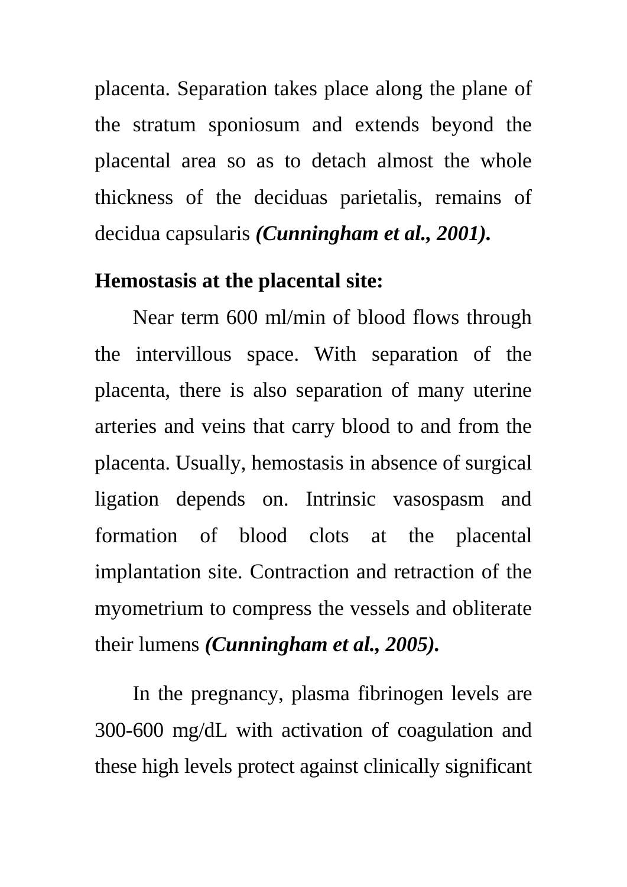placenta. Separation takes place along the plane of the stratum sponiosum and extends beyond the placental area so as to detach almost the whole thickness of the deciduas parietalis, remains of decidua capsularis ***(Cunningham et al., 2001)*.**

**Hemostasis at the placental site:**

Near term 600 ml/min of blood flows through the intervillous space. With separation of the placenta, there is also separation of many uterine arteries and veins that carry blood to and from the placenta. Usually, hemostasis in absence of surgical ligation depends on. Intrinsic vasospasm and formation of blood clots at the placental implantation site. Contraction and retraction of the myometrium to compress the vessels and obliterate their lumens ***(Cunningham et al., 2005).***

In the pregnancy, plasma fibrinogen levels are 300-600 mg/dL with activation of coagulation and these high levels protect against clinically significant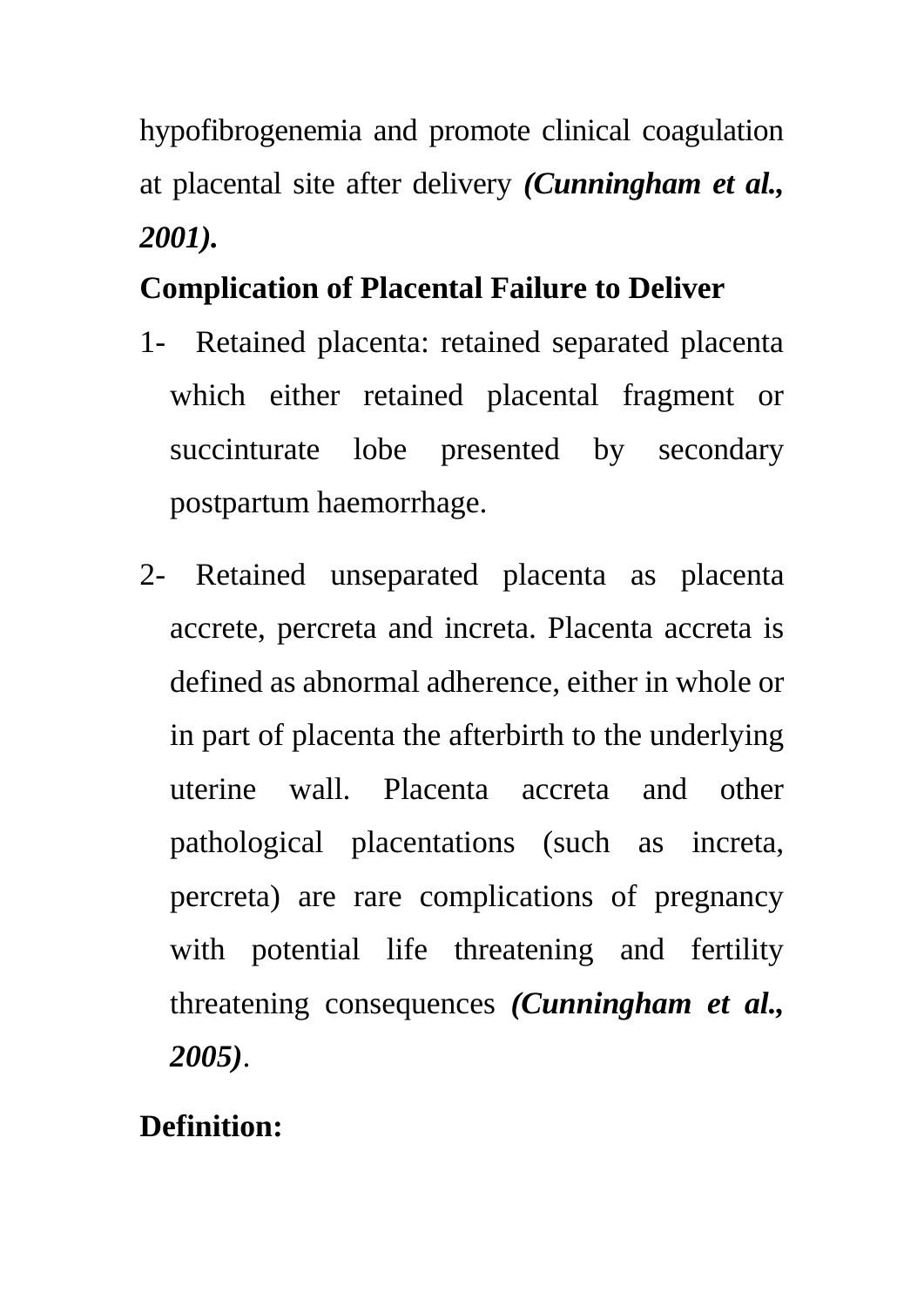hypofibrogenemia and promote clinical coagulation at placental site after delivery ***(Cunningham et al., 2001).***

**Complication of Placental Failure to Deliver**

1- Retained placenta: retained separated placenta which either retained placental fragment or succinturate lobe presented by secondary postpartum haemorrhage.

2- Retained unseparated placenta as placenta accrete, percreta and increta. Placenta accreta is defined as abnormal adherence, either in whole or in part of placenta the afterbirth to the underlying uterine wall. Placenta accreta and other pathological placentations (such as increta, percreta) are rare complications of pregnancy with potential life threatening and fertility threatening consequences ***(Cunningham et al., 2005)***.

**Definition:**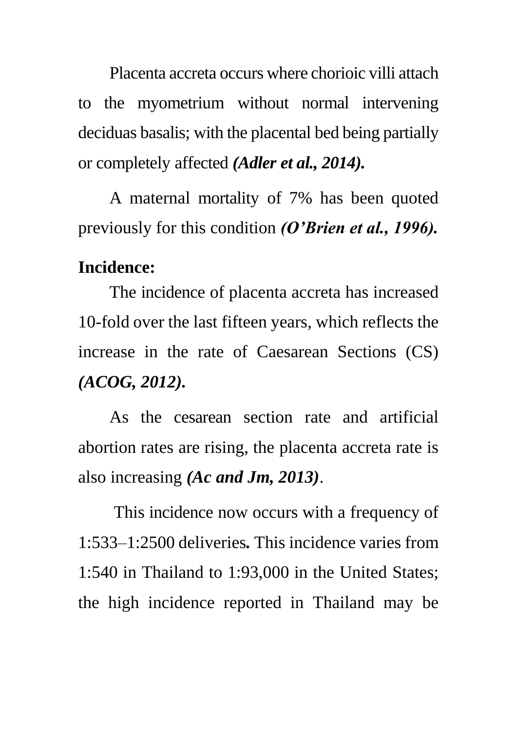Placenta accreta occurs where chorioic villi attach to the myometrium without normal intervening deciduas basalis; with the placental bed being partially or completely affected ***(Adler et al., 2014).***

A maternal mortality of 7% has been quoted previously for this condition ***(O'Brien et al., 1996).***

**Incidence:**

The incidence of placenta accreta has increased 10-fold over the last fifteen years, which reflects the increase in the rate of Caesarean Sections (CS) ***(ACOG, 2012).***

As the cesarean section rate and artificial abortion rates are rising, the placenta accreta rate is also increasing ***(Ac and Jm, 2013)***.

This incidence now occurs with a frequency of 1:533–1:2500 deliveries**.** This incidence varies from 1:540 in Thailand to 1:93,000 in the United States; the high incidence reported in Thailand may be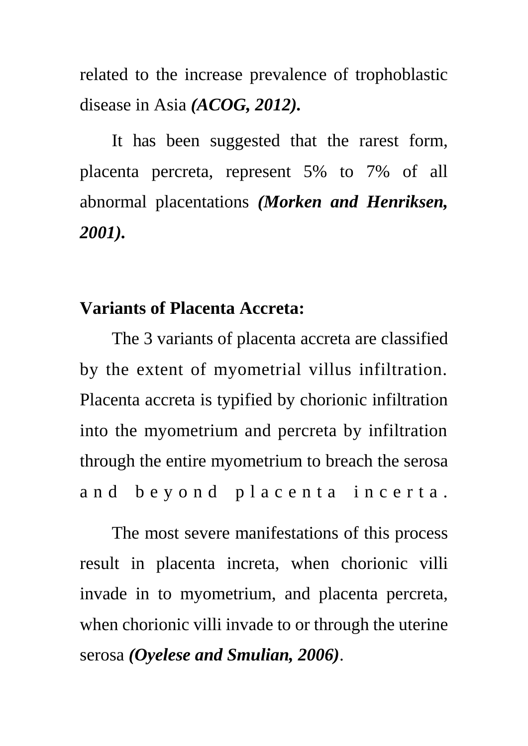related to the increase prevalence of trophoblastic disease in Asia ***(ACOG, 2012).***

It has been suggested that the rarest form, placenta percreta, represent 5% to 7% of all abnormal placentations ***(Morken and Henriksen, 2001).***

**Variants of Placenta Accreta:**

The 3 variants of placenta accreta are classified by the extent of myometrial villus infiltration. Placenta accreta is typified by chorionic infiltration into the myometrium and percreta by infiltration through the entire myometrium to breach the serosa and beyond placenta incerta.

The most severe manifestations of this process result in placenta increta, when chorionic villi invade in to myometrium, and placenta percreta, when chorionic villi invade to or through the uterine serosa ***(Oyelese and Smulian, 2006)***.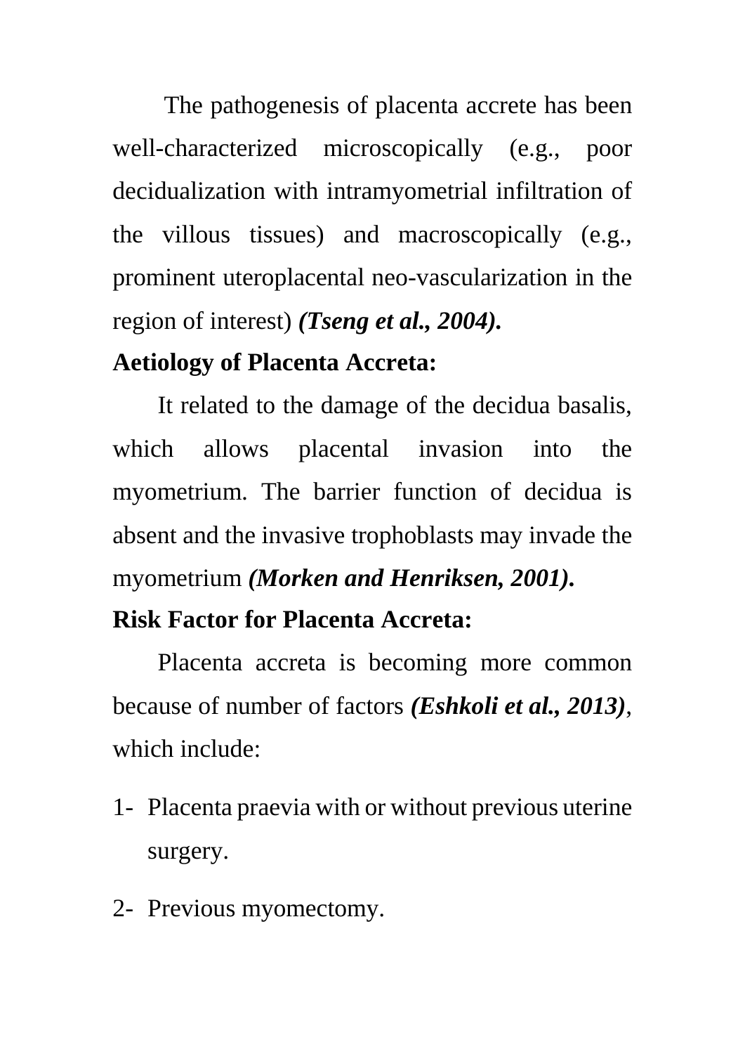The pathogenesis of placenta accrete has been well-characterized microscopically (e.g., poor decidualization with intramyometrial infiltration of the villous tissues) and macroscopically (e.g., prominent uteroplacental neo-vascularization in the region of interest) ***(Tseng et al., 2004).***

**Aetiology of Placenta Accreta:**

It related to the damage of the decidua basalis, which allows placental invasion into the myometrium. The barrier function of decidua is absent and the invasive trophoblasts may invade the myometrium ***(Morken and Henriksen, 2001).***

**Risk Factor for Placenta Accreta:**

Placenta accreta is becoming more common because of number of factors ***(Eshkoli et al., 2013)***, which include:

1- Placenta praevia with or without previous uterine surgery.

2- Previous myomectomy.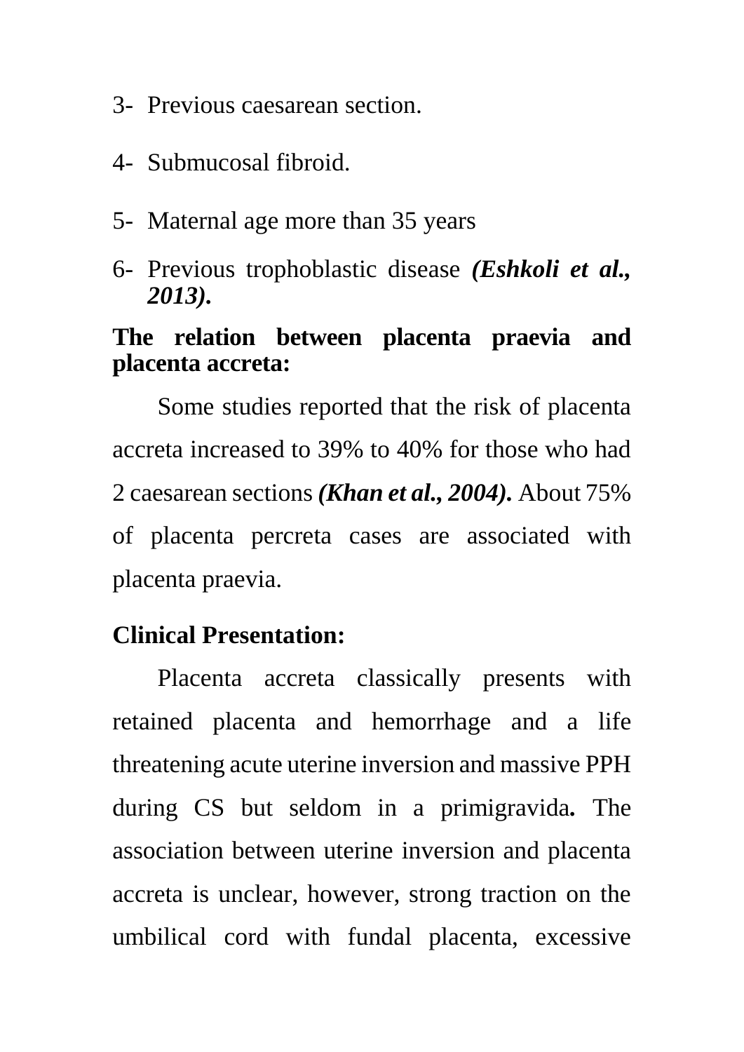3- Previous caesarean section.

4- Submucosal fibroid.

5- Maternal age more than 35 years

6- Previous trophoblastic disease ***(Eshkoli et al., 2013).***

**The relation between placenta praevia and placenta accreta:**

Some studies reported that the risk of placenta accreta increased to 39% to 40% for those who had 2 caesarean sections ***(Khan et al., 2004).*** About 75% of placenta percreta cases are associated with placenta praevia.

**Clinical Presentation:**

Placenta accreta classically presents with retained placenta and hemorrhage and a life threatening acute uterine inversion and massive PPH during CS but seldom in a primigravida**.** The association between uterine inversion and placenta accreta is unclear, however, strong traction on the umbilical cord with fundal placenta, excessive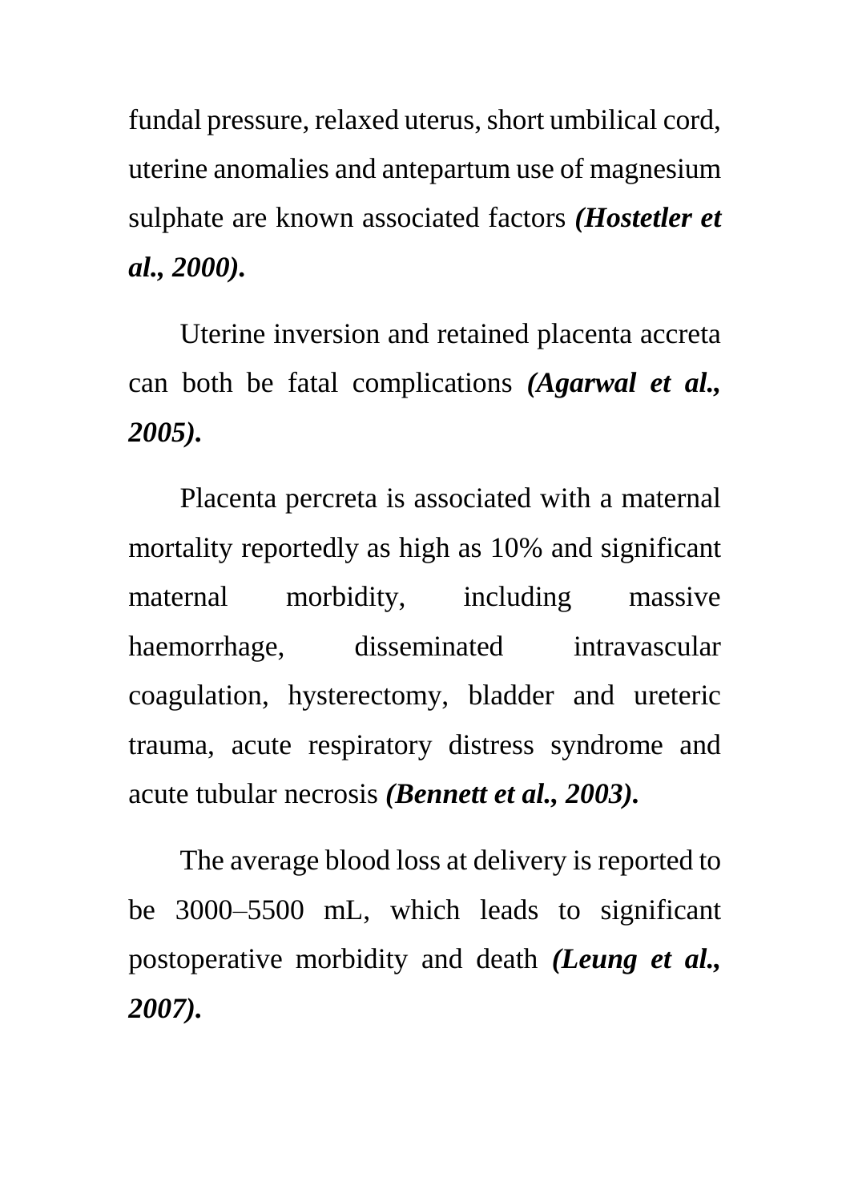fundal pressure, relaxed uterus, short umbilical cord, uterine anomalies and antepartum use of magnesium sulphate are known associated factors ***(Hostetler et al., 2000).***

Uterine inversion and retained placenta accreta can both be fatal complications ***(Agarwal et al., 2005).***

Placenta percreta is associated with a maternal mortality reportedly as high as 10% and significant maternal morbidity, including massive haemorrhage, disseminated intravascular coagulation, hysterectomy, bladder and ureteric trauma, acute respiratory distress syndrome and acute tubular necrosis ***(Bennett et al., 2003).***

The average blood loss at delivery is reported to be 3000–5500 mL, which leads to significant postoperative morbidity and death ***(Leung et al., 2007).***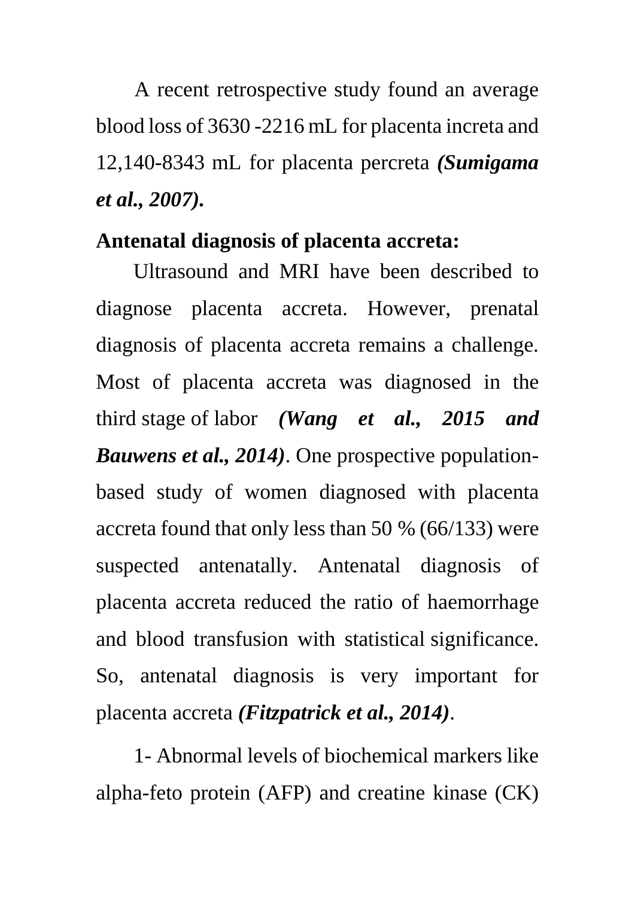A recent retrospective study found an average blood loss of 3630 -2216 mL for placenta increta and 12,140-8343 mL for placenta percreta ***(Sumigama et al., 2007).***

**Antenatal diagnosis of placenta accreta:**

Ultrasound and MRI have been described to diagnose placenta accreta. However, prenatal diagnosis of placenta accreta remains a challenge. Most of placenta accreta was diagnosed in the third stage of labor ***(Wang et al., 2015 and Bauwens et al., 2014)***. One prospective population-based study of women diagnosed with placenta accreta found that only less than 50 % (66/133) were suspected antenatally. Antenatal diagnosis of placenta accreta reduced the ratio of haemorrhage and blood transfusion with statistical significance. So, antenatal diagnosis is very important for placenta accreta ***(Fitzpatrick et al., 2014)***.

1- Abnormal levels of biochemical markers like alpha-feto protein (AFP) and creatine kinase (CK)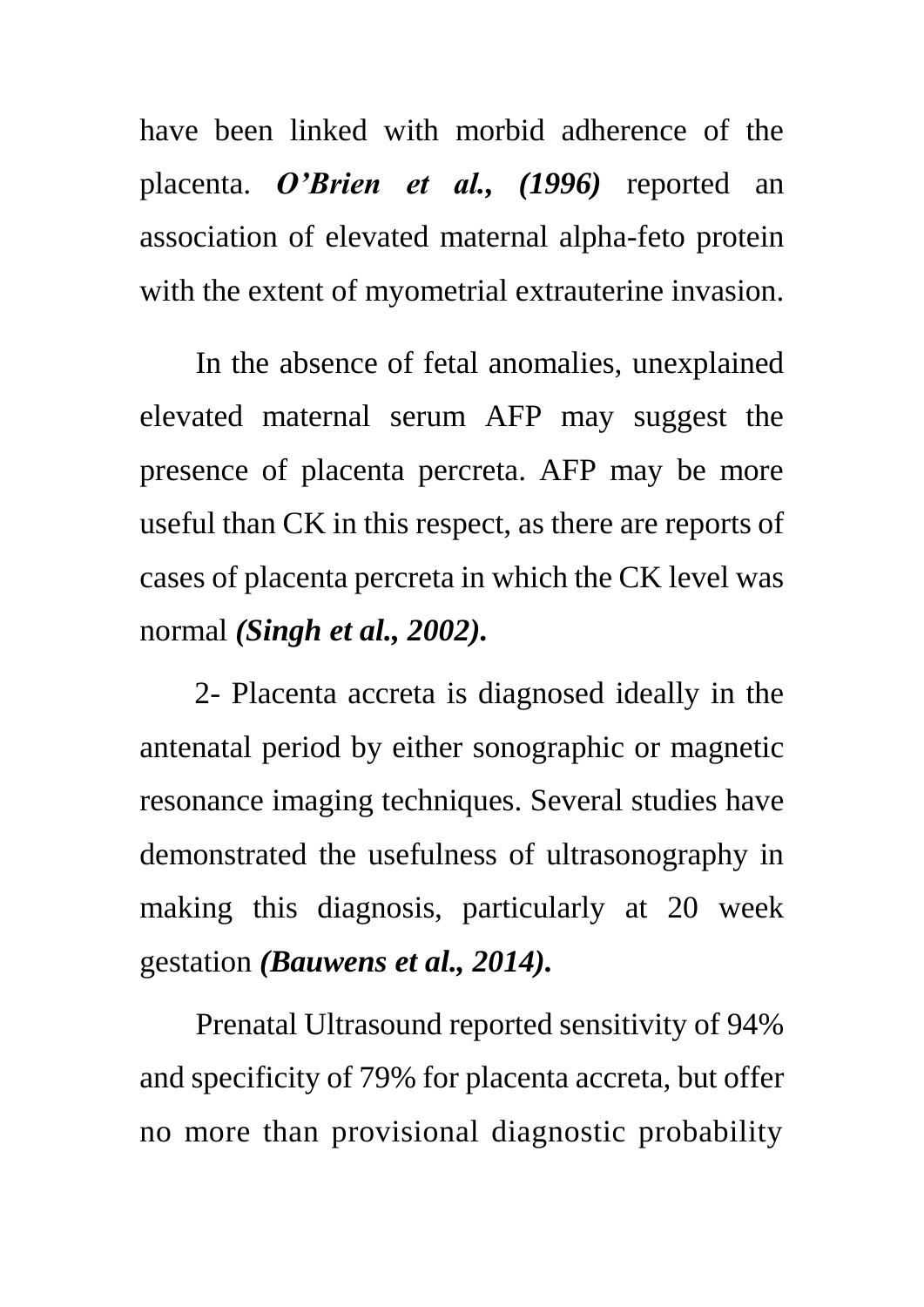have been linked with morbid adherence of the placenta. ***O'Brien et al., (1996)*** reported an association of elevated maternal alpha-feto protein with the extent of myometrial extrauterine invasion.

In the absence of fetal anomalies, unexplained elevated maternal serum AFP may suggest the presence of placenta percreta. AFP may be more useful than CK in this respect, as there are reports of cases of placenta percreta in which the CK level was normal ***(Singh et al., 2002).***

2- Placenta accreta is diagnosed ideally in the antenatal period by either sonographic or magnetic resonance imaging techniques. Several studies have demonstrated the usefulness of ultrasonography in making this diagnosis, particularly at 20 week gestation ***(Bauwens et al., 2014).***

Prenatal Ultrasound reported sensitivity of 94% and specificity of 79% for placenta accreta, but offer no more than provisional diagnostic probability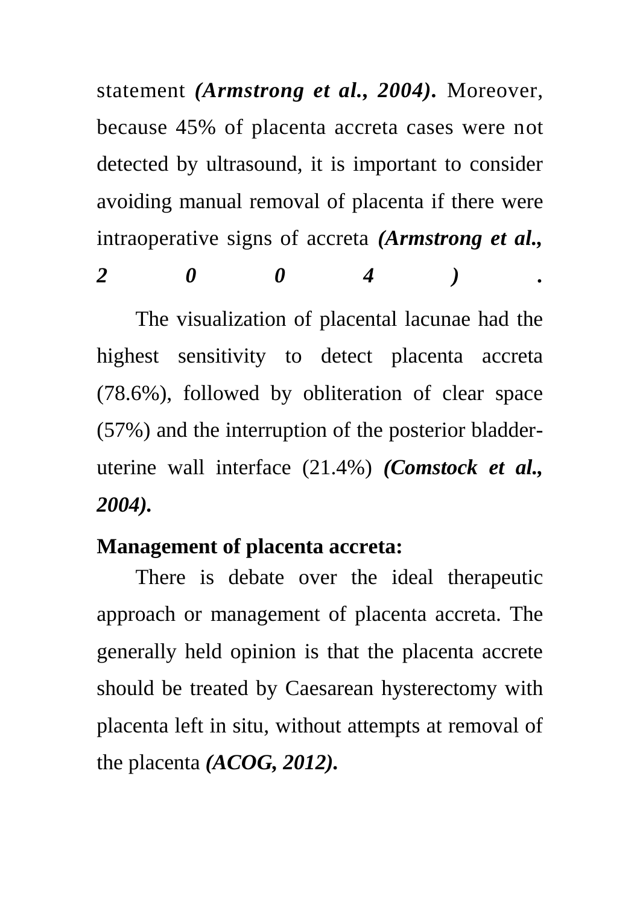statement ***(Armstrong et al., 2004).*** Moreover, because 45% of placenta accreta cases were not detected by ultrasound, it is important to consider avoiding manual removal of placenta if there were intraoperative signs of accreta ***(Armstrong et al., 2004).***

The visualization of placental lacunae had the highest sensitivity to detect placenta accreta (78.6%), followed by obliteration of clear space (57%) and the interruption of the posterior bladder-uterine wall interface (21.4%) ***(Comstock et al., 2004).***

**Management of placenta accreta:**

There is debate over the ideal therapeutic approach or management of placenta accreta. The generally held opinion is that the placenta accrete should be treated by Caesarean hysterectomy with placenta left in situ, without attempts at removal of the placenta ***(ACOG, 2012).***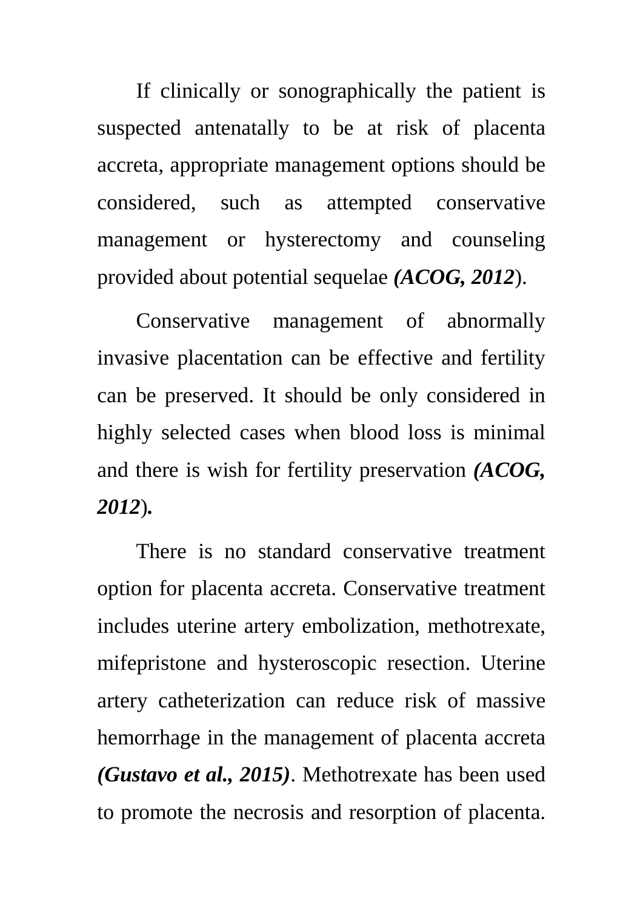If clinically or sonographically the patient is suspected antenatally to be at risk of placenta accreta, appropriate management options should be considered, such as attempted conservative management or hysterectomy and counseling provided about potential sequelae ***(ACOG, 2012***).

Conservative management of abnormally invasive placentation can be effective and fertility can be preserved. It should be only considered in highly selected cases when blood loss is minimal and there is wish for fertility preservation ***(ACOG, 2012*).**

There is no standard conservative treatment option for placenta accreta. Conservative treatment includes uterine artery embolization, methotrexate, mifepristone and hysteroscopic resection. Uterine artery catheterization can reduce risk of massive hemorrhage in the management of placenta accreta ***(Gustavo et al., 2015)***. Methotrexate has been used to promote the necrosis and resorption of placenta.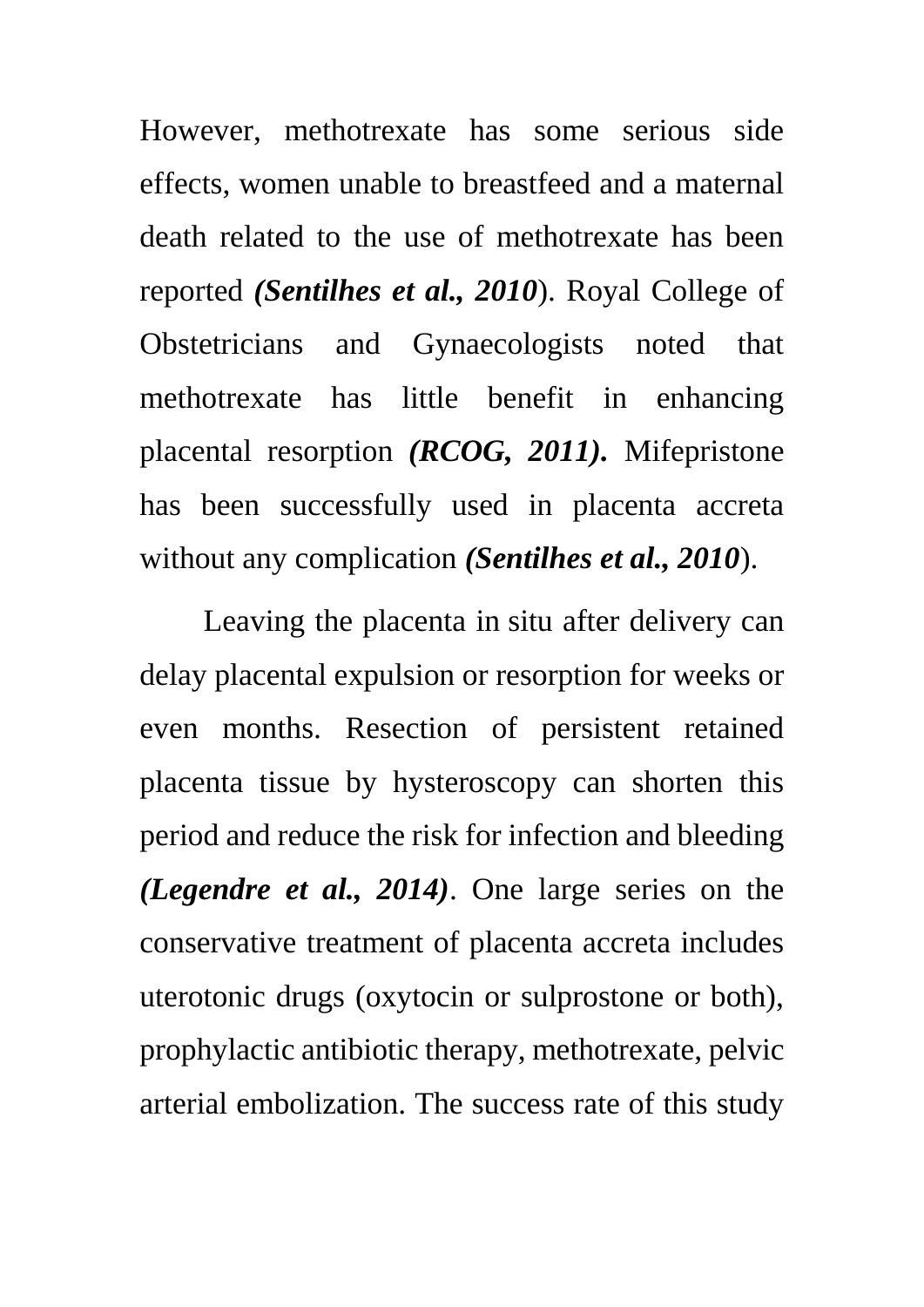However, methotrexate has some serious side effects, women unable to breastfeed and a maternal death related to the use of methotrexate has been reported ***(Sentilhes et al., 2010***). Royal College of Obstetricians and Gynaecologists noted that methotrexate has little benefit in enhancing placental resorption ***(RCOG, 2011).*** Mifepristone has been successfully used in placenta accreta without any complication ***(Sentilhes et al., 2010***).

Leaving the placenta in situ after delivery can delay placental expulsion or resorption for weeks or even months. Resection of persistent retained placenta tissue by hysteroscopy can shorten this period and reduce the risk for infection and bleeding ***(Legendre et al., 2014)***. One large series on the conservative treatment of placenta accreta includes uterotonic drugs (oxytocin or sulprostone or both), prophylactic antibiotic therapy, methotrexate, pelvic arterial embolization. The success rate of this study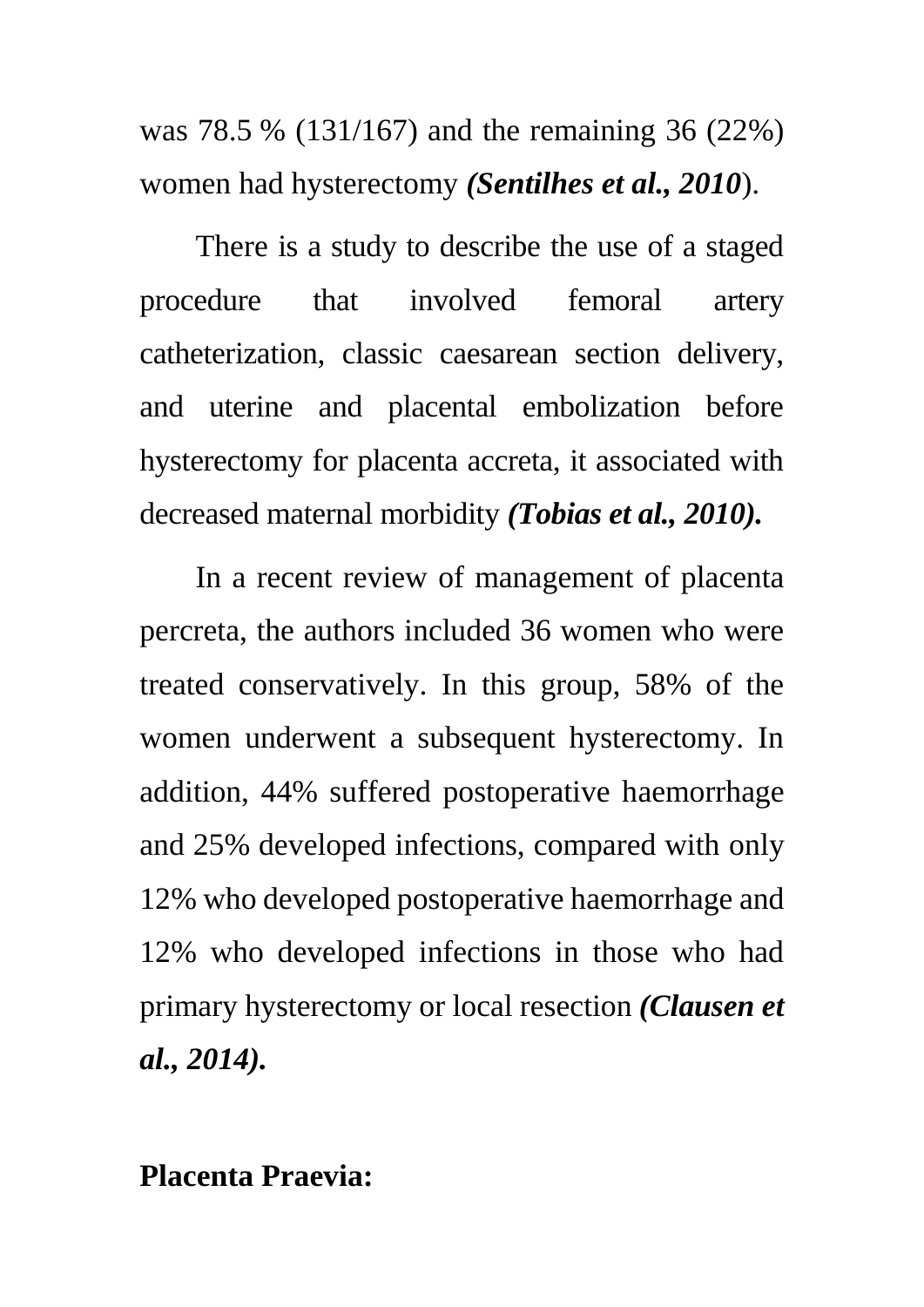was 78.5 % (131/167) and the remaining 36 (22%) women had hysterectomy ***(Sentilhes et al., 2010***).

There is a study to describe the use of a staged procedure that involved femoral artery catheterization, classic caesarean section delivery, and uterine and placental embolization before hysterectomy for placenta accreta, it associated with decreased maternal morbidity ***(Tobias et al., 2010).***

In a recent review of management of placenta percreta, the authors included 36 women who were treated conservatively. In this group, 58% of the women underwent a subsequent hysterectomy. In addition, 44% suffered postoperative haemorrhage and 25% developed infections, compared with only 12% who developed postoperative haemorrhage and 12% who developed infections in those who had primary hysterectomy or local resection ***(Clausen et al., 2014).***

**Placenta Praevia:**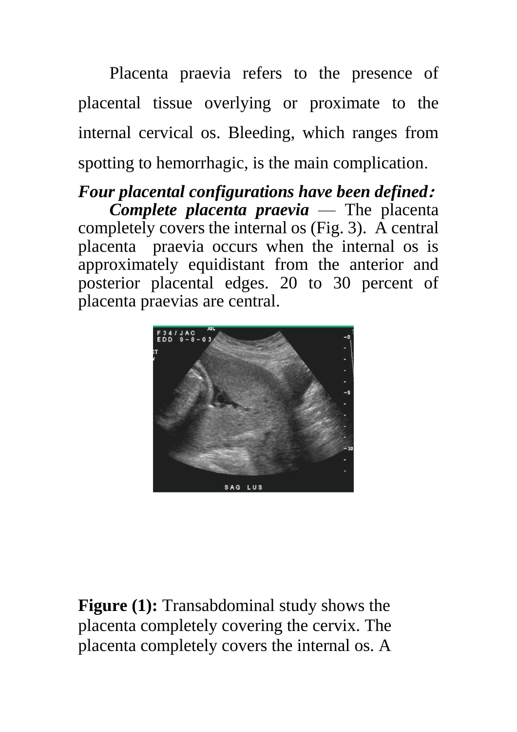Placenta praevia refers to the presence of placental tissue overlying or proximate to the internal cervical os. Bleeding, which ranges from spotting to hemorrhagic, is the main complication.

***Four placental configurations have been defined:***

***Complete placenta praevia*** — The placenta completely covers the internal os (Fig. 3). A central placenta praevia occurs when the internal os is approximately equidistant from the anterior and posterior placental edges. 20 to 30 percent of placenta praevias are central.

**Figure (1):** Transabdominal study shows the placenta completely covering the cervix. The placenta completely covers the internal os. A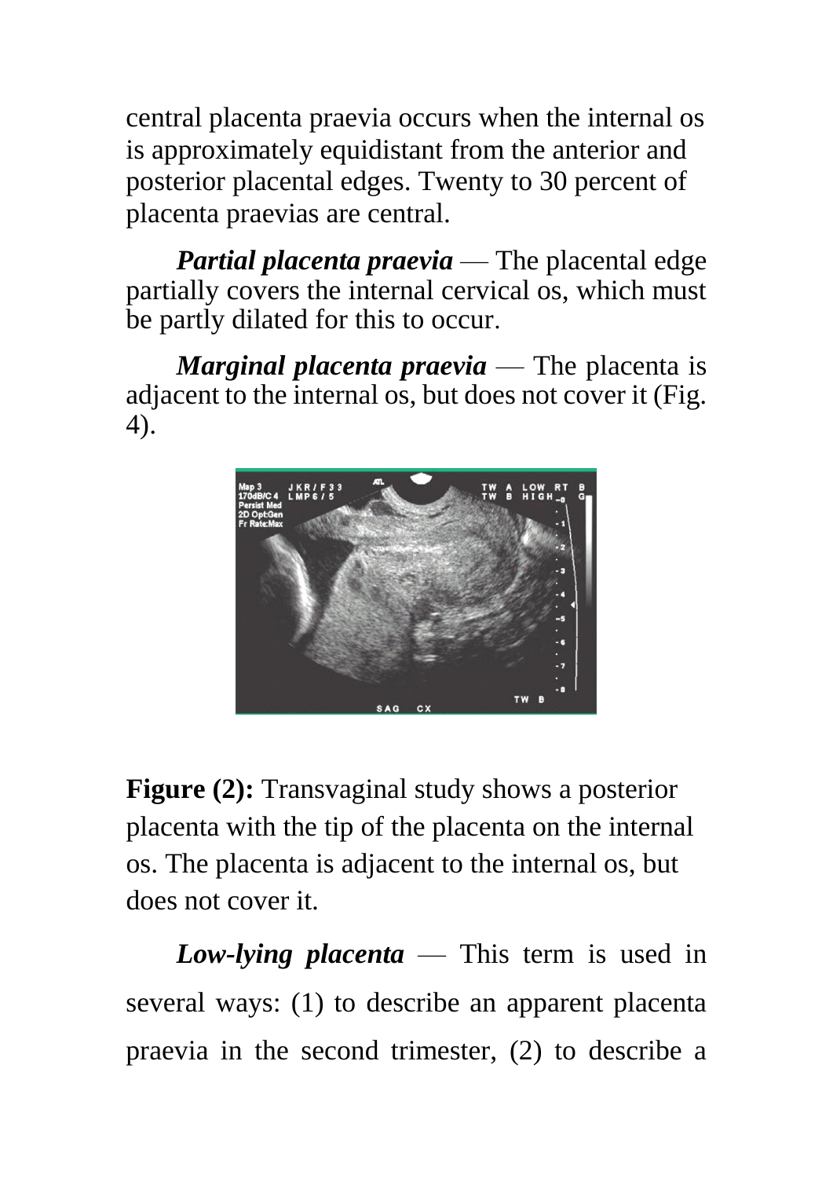central placenta praevia occurs when the internal os is approximately equidistant from the anterior and posterior placental edges. Twenty to 30 percent of placenta praevias are central.

***Partial placenta praevia*** — The placental edge partially covers the internal cervical os, which must be partly dilated for this to occur.

***Marginal placenta praevia*** — The placenta is adjacent to the internal os, but does not cover it (Fig. 4).

**Figure (2):** Transvaginal study shows a posterior placenta with the tip of the placenta on the internal os. The placenta is adjacent to the internal os, but does not cover it.

***Low-lying placenta*** — This term is used in several ways: (1) to describe an apparent placenta praevia in the second trimester, (2) to describe a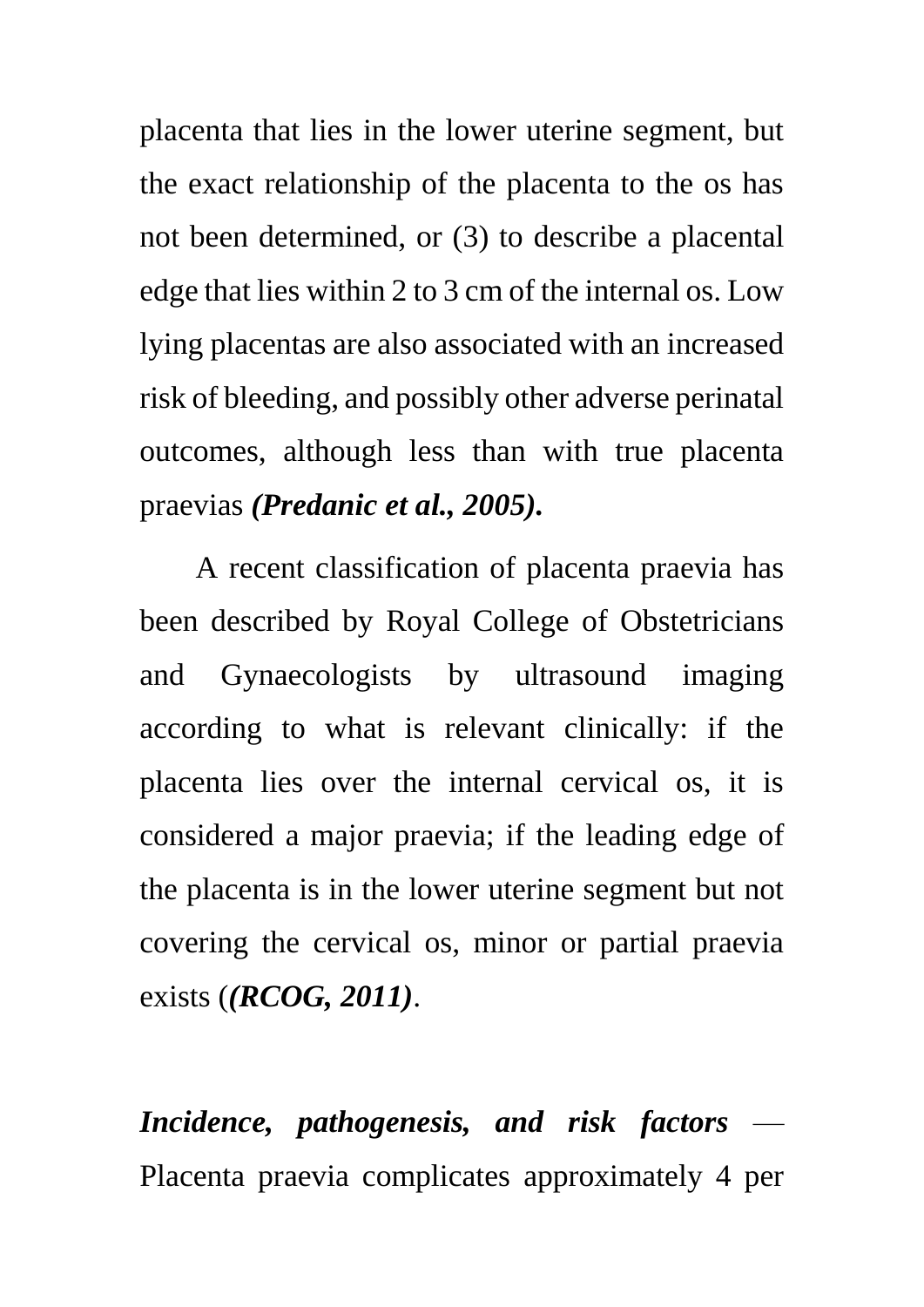placenta that lies in the lower uterine segment, but the exact relationship of the placenta to the os has not been determined, or (3) to describe a placental edge that lies within 2 to 3 cm of the internal os. Low lying placentas are also associated with an increased risk of bleeding, and possibly other adverse perinatal outcomes, although less than with true placenta praevias ***(Predanic et al., 2005).***

A recent classification of placenta praevia has been described by Royal College of Obstetricians and Gynaecologists by ultrasound imaging according to what is relevant clinically: if the placenta lies over the internal cervical os, it is considered a major praevia; if the leading edge of the placenta is in the lower uterine segment but not covering the cervical os, minor or partial praevia exists (***(RCOG, 2011)***.

***Incidence, pathogenesis, and risk factors*** — Placenta praevia complicates approximately 4 per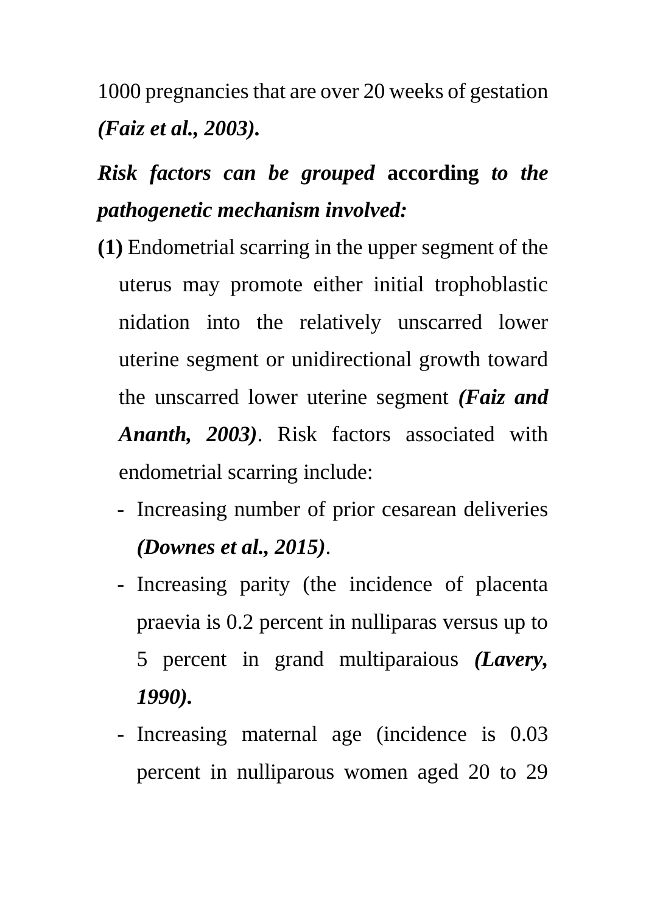1000 pregnancies that are over 20 weeks of gestation ***(Faiz et al., 2003).***

***Risk factors can be grouped* according *to the pathogenetic mechanism involved:***

**(1)** Endometrial scarring in the upper segment of the uterus may promote either initial trophoblastic nidation into the relatively unscarred lower uterine segment or unidirectional growth toward the unscarred lower uterine segment ***(Faiz and Ananth, 2003)***. Risk factors associated with endometrial scarring include:

- Increasing number of prior cesarean deliveries ***(Downes et al., 2015)***.
- Increasing parity (the incidence of placenta praevia is 0.2 percent in nulliparas versus up to 5 percent in grand multiparaious ***(Lavery, 1990).***
- Increasing maternal age (incidence is 0.03 percent in nulliparous women aged 20 to 29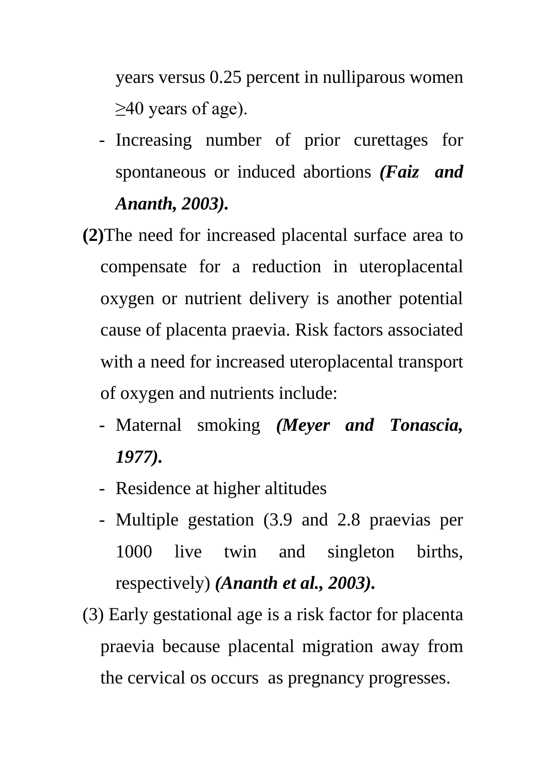years versus 0.25 percent in nulliparous women ≥40 years of age).

- Increasing number of prior curettages for spontaneous or induced abortions ***(Faiz and Ananth, 2003).***

**(2)**The need for increased placental surface area to compensate for a reduction in uteroplacental oxygen or nutrient delivery is another potential cause of placenta praevia. Risk factors associated with a need for increased uteroplacental transport of oxygen and nutrients include:

- Maternal smoking ***(Meyer and Tonascia, 1977).***
- Residence at higher altitudes
- Multiple gestation (3.9 and 2.8 praevias per 1000 live twin and singleton births, respectively) ***(Ananth et al., 2003).***

(3) Early gestational age is a risk factor for placenta praevia because placental migration away from the cervical os occurs as pregnancy progresses.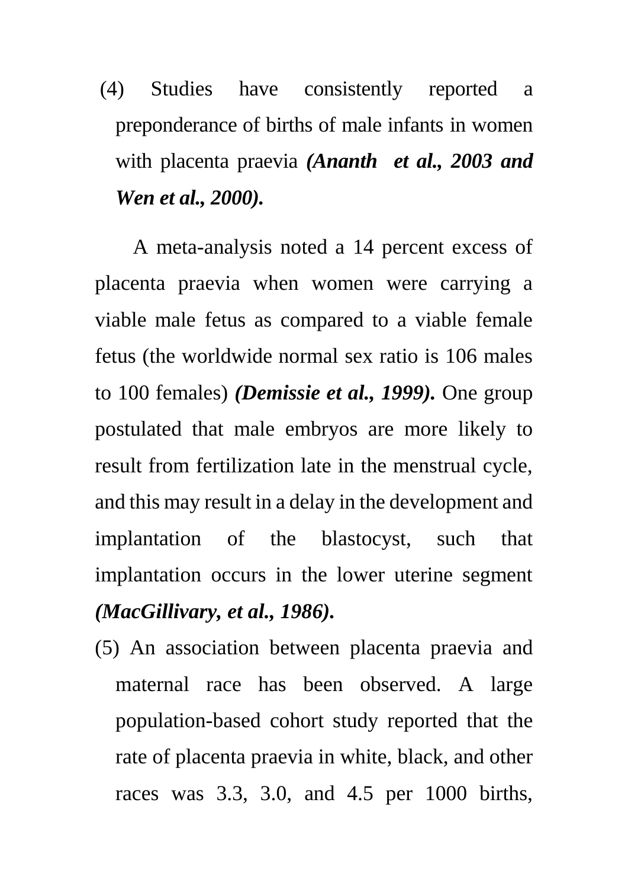(4) Studies have consistently reported a preponderance of births of male infants in women with placenta praevia ***(Ananth et al., 2003 and Wen et al., 2000).***

A meta-analysis noted a 14 percent excess of placenta praevia when women were carrying a viable male fetus as compared to a viable female fetus (the worldwide normal sex ratio is 106 males to 100 females) ***(Demissie et al., 1999).*** One group postulated that male embryos are more likely to result from fertilization late in the menstrual cycle, and this may result in a delay in the development and implantation of the blastocyst, such that implantation occurs in the lower uterine segment ***(MacGillivary, et al., 1986).***

(5) An association between placenta praevia and maternal race has been observed. A large population-based cohort study reported that the rate of placenta praevia in white, black, and other races was 3.3, 3.0, and 4.5 per 1000 births,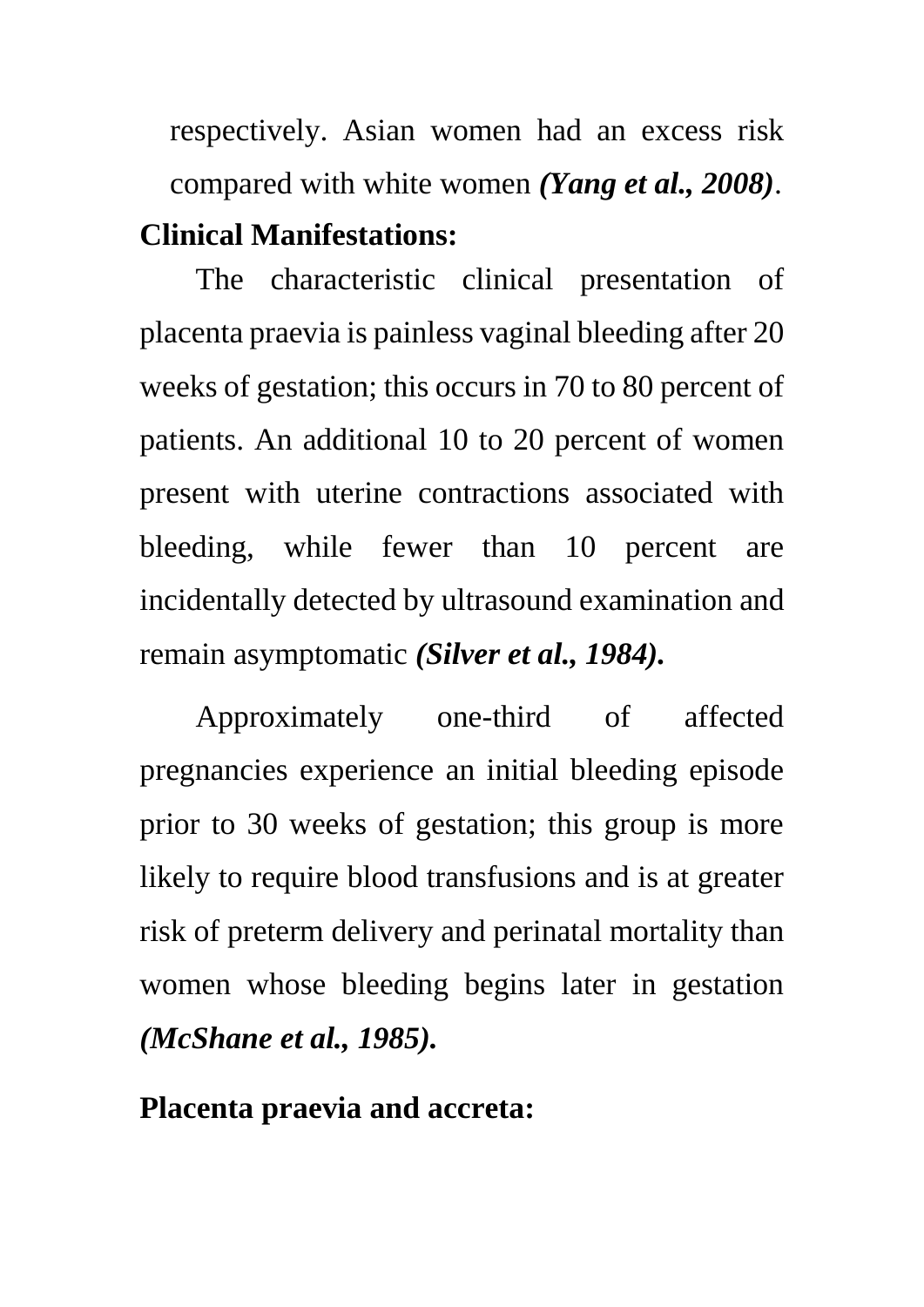respectively. Asian women had an excess risk compared with white women ***(Yang et al., 2008)***.

**Clinical Manifestations:**

The characteristic clinical presentation of placenta praevia is painless vaginal bleeding after 20 weeks of gestation; this occurs in 70 to 80 percent of patients. An additional 10 to 20 percent of women present with uterine contractions associated with bleeding, while fewer than 10 percent are incidentally detected by ultrasound examination and remain asymptomatic ***(Silver et al., 1984).***

Approximately one-third of affected pregnancies experience an initial bleeding episode prior to 30 weeks of gestation; this group is more likely to require blood transfusions and is at greater risk of preterm delivery and perinatal mortality than women whose bleeding begins later in gestation ***(McShane et al., 1985).***

**Placenta praevia and accreta:**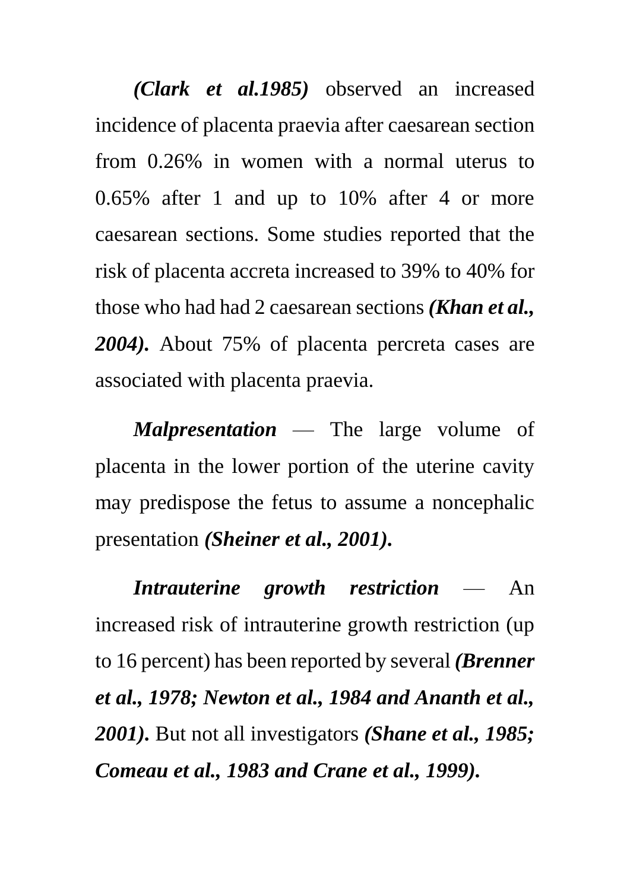***(Clark et al.1985)*** observed an increased incidence of placenta praevia after caesarean section from 0.26% in women with a normal uterus to 0.65% after 1 and up to 10% after 4 or more caesarean sections. Some studies reported that the risk of placenta accreta increased to 39% to 40% for those who had had 2 caesarean sections ***(Khan et al., 2004).*** About 75% of placenta percreta cases are associated with placenta praevia.

***Malpresentation*** — The large volume of placenta in the lower portion of the uterine cavity may predispose the fetus to assume a noncephalic presentation ***(Sheiner et al., 2001).***

***Intrauterine growth restriction*** — An increased risk of intrauterine growth restriction (up to 16 percent) has been reported by several ***(Brenner et al., 1978; Newton et al., 1984 and Ananth et al., 2001).*** But not all investigators ***(Shane et al., 1985; Comeau et al., 1983 and Crane et al., 1999).***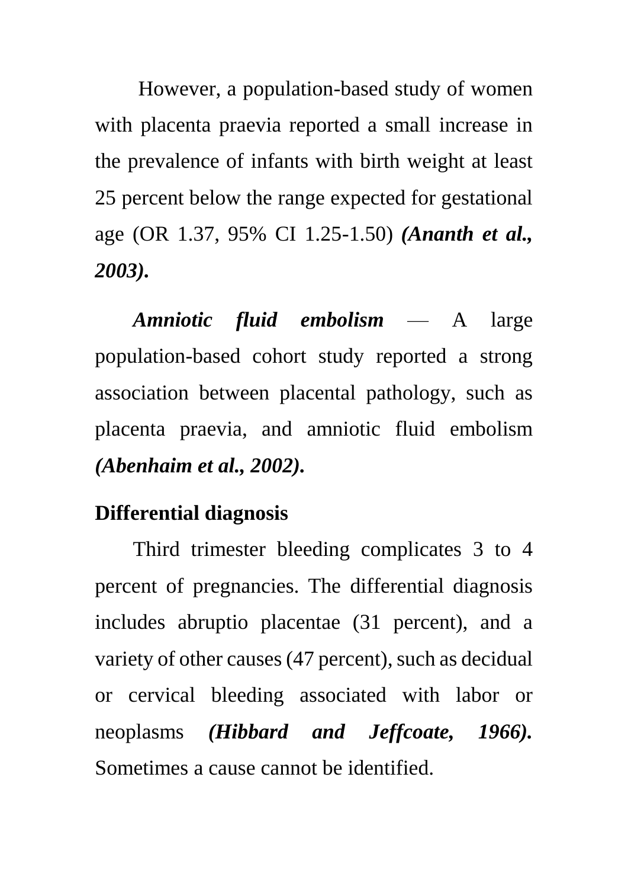However, a population-based study of women with placenta praevia reported a small increase in the prevalence of infants with birth weight at least 25 percent below the range expected for gestational age (OR 1.37, 95% CI 1.25-1.50) ***(Ananth et al., 2003).***

***Amniotic fluid embolism*** — A large population-based cohort study reported a strong association between placental pathology, such as placenta praevia, and amniotic fluid embolism ***(Abenhaim et al., 2002).***

## Differential diagnosis

Third trimester bleeding complicates 3 to 4 percent of pregnancies. The differential diagnosis includes abruptio placentae (31 percent), and a variety of other causes (47 percent), such as decidual or cervical bleeding associated with labor or neoplasms ***(Hibbard and Jeffcoate, 1966).*** Sometimes a cause cannot be identified.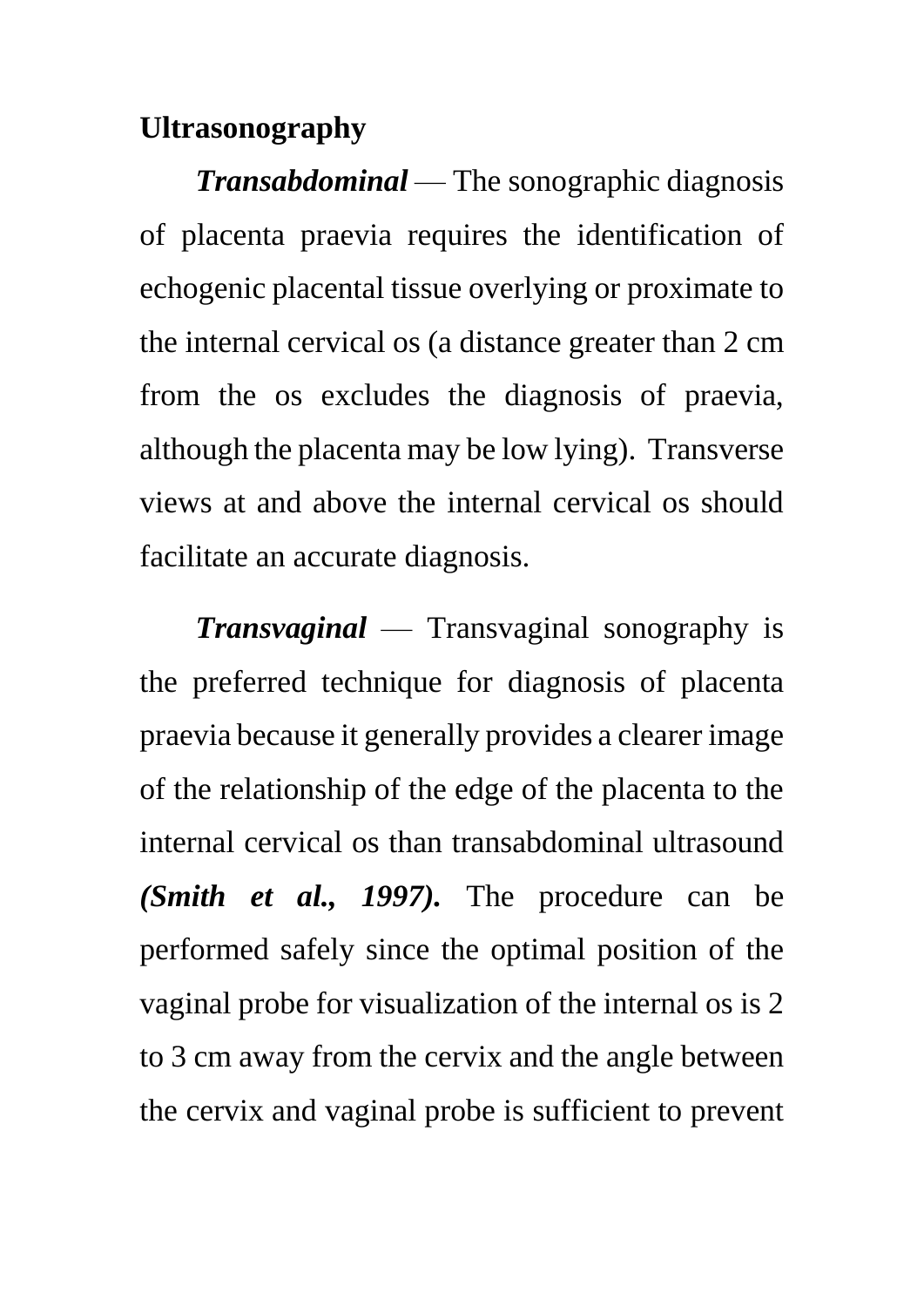**Ultrasonography**

***Transabdominal*** — The sonographic diagnosis of placenta praevia requires the identification of echogenic placental tissue overlying or proximate to the internal cervical os (a distance greater than 2 cm from the os excludes the diagnosis of praevia, although the placenta may be low lying). Transverse views at and above the internal cervical os should facilitate an accurate diagnosis.

***Transvaginal*** — Transvaginal sonography is the preferred technique for diagnosis of placenta praevia because it generally provides a clearer image of the relationship of the edge of the placenta to the internal cervical os than transabdominal ultrasound ***(Smith et al., 1997).*** The procedure can be performed safely since the optimal position of the vaginal probe for visualization of the internal os is 2 to 3 cm away from the cervix and the angle between the cervix and vaginal probe is sufficient to prevent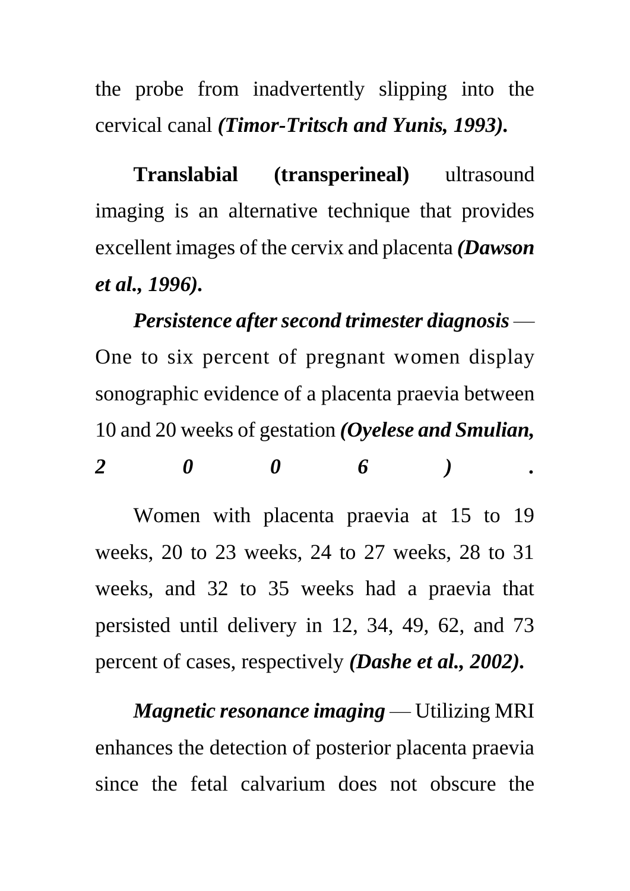the probe from inadvertently slipping into the cervical canal ***(Timor-Tritsch and Yunis, 1993).***

**Translabial (transperineal)** ultrasound imaging is an alternative technique that provides excellent images of the cervix and placenta ***(Dawson et al., 1996).***

***Persistence after second trimester diagnosis*** — One to six percent of pregnant women display sonographic evidence of a placenta praevia between 10 and 20 weeks of gestation ***(Oyelese and Smulian, 2006).***

Women with placenta praevia at 15 to 19 weeks, 20 to 23 weeks, 24 to 27 weeks, 28 to 31 weeks, and 32 to 35 weeks had a praevia that persisted until delivery in 12, 34, 49, 62, and 73 percent of cases, respectively ***(Dashe et al., 2002).***

***Magnetic resonance imaging*** — Utilizing MRI enhances the detection of posterior placenta praevia since the fetal calvarium does not obscure the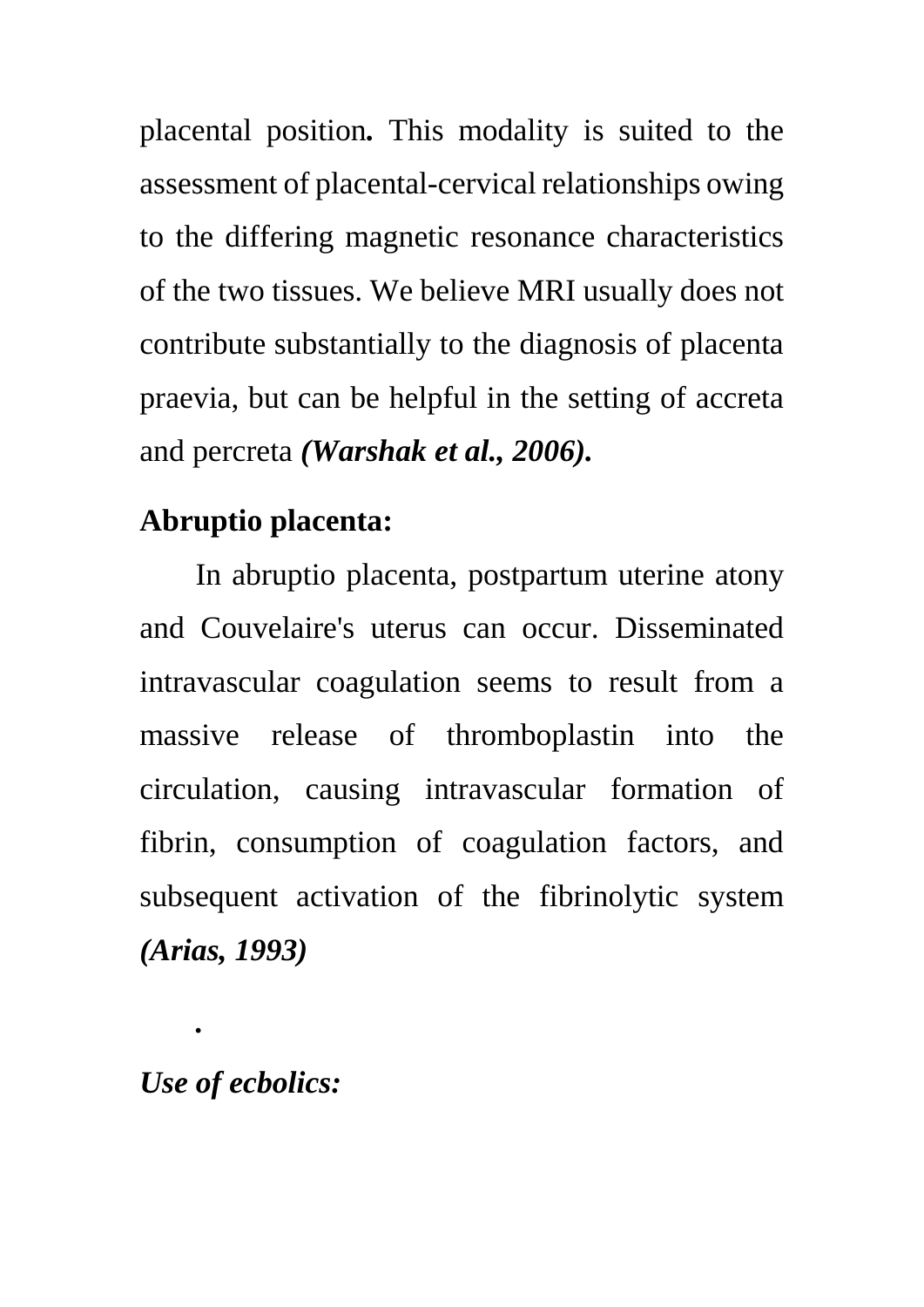placental position**.** This modality is suited to the assessment of placental-cervical relationships owing to the differing magnetic resonance characteristics of the two tissues. We believe MRI usually does not contribute substantially to the diagnosis of placenta praevia, but can be helpful in the setting of accreta and percreta ***(Warshak et al., 2006).***

**Abruptio placenta:**

In abruptio placenta, postpartum uterine atony and Couvelaire's uterus can occur. Disseminated intravascular coagulation seems to result from a massive release of thromboplastin into the circulation, causing intravascular formation of fibrin, consumption of coagulation factors, and subsequent activation of the fibrinolytic system ***(Arias, 1993)***

**.**

***Use of ecbolics:***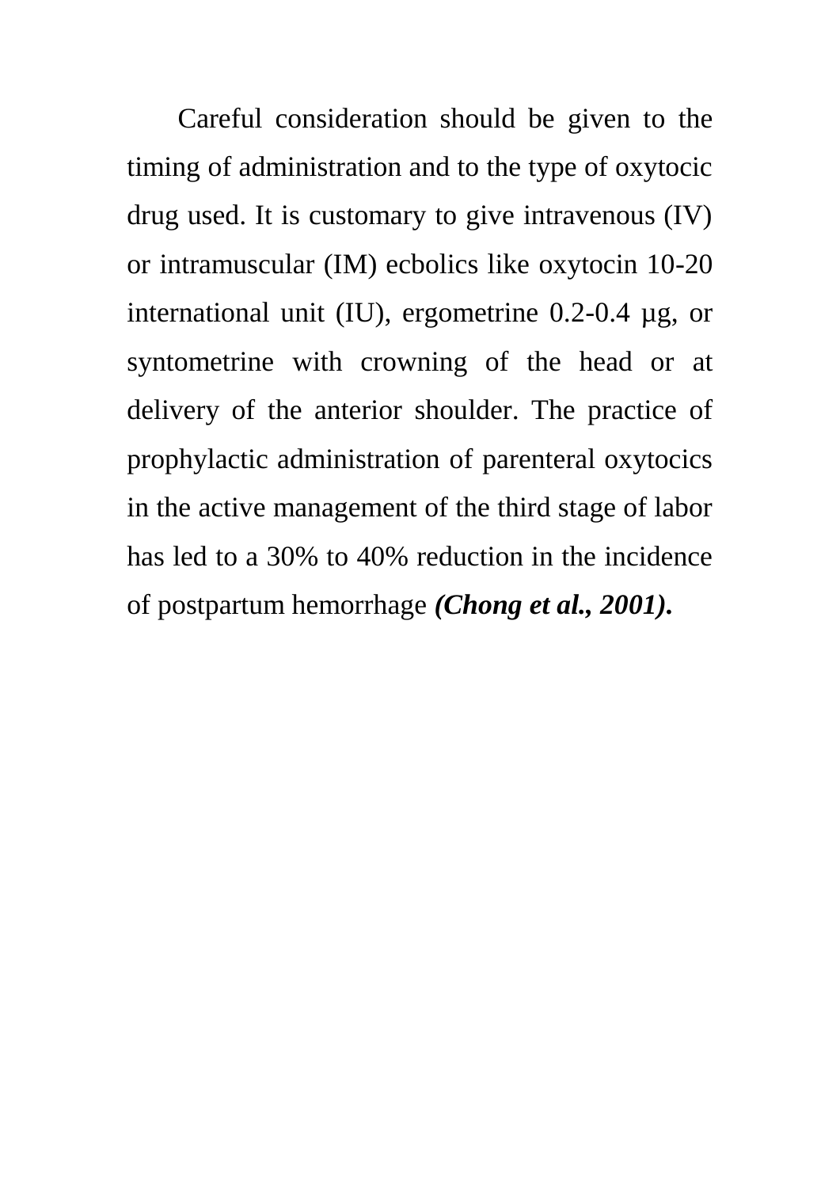Careful consideration should be given to the timing of administration and to the type of oxytocic drug used. It is customary to give intravenous (IV) or intramuscular (IM) ecbolics like oxytocin 10-20 international unit (IU), ergometrine 0.2-0.4 µg, or syntometrine with crowning of the head or at delivery of the anterior shoulder. The practice of prophylactic administration of parenteral oxytocics in the active management of the third stage of labor has led to a 30% to 40% reduction in the incidence of postpartum hemorrhage ***(Chong et al., 2001).***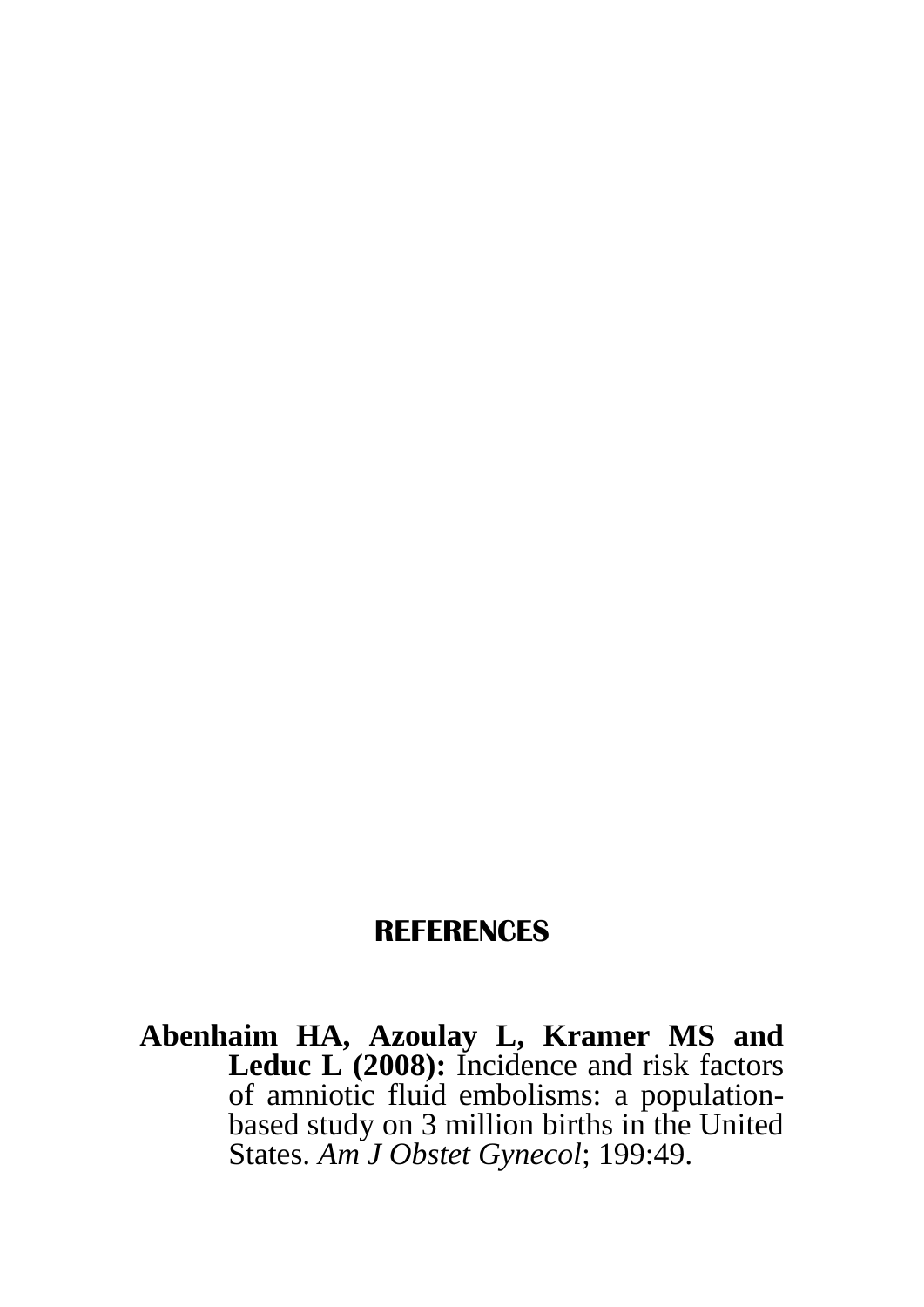# REFERENCES

**Abenhaim HA, Azoulay L, Kramer MS and Leduc L (2008):** Incidence and risk factors of amniotic fluid embolisms: a population-based study on 3 million births in the United States. *Am J Obstet Gynecol*; 199:49.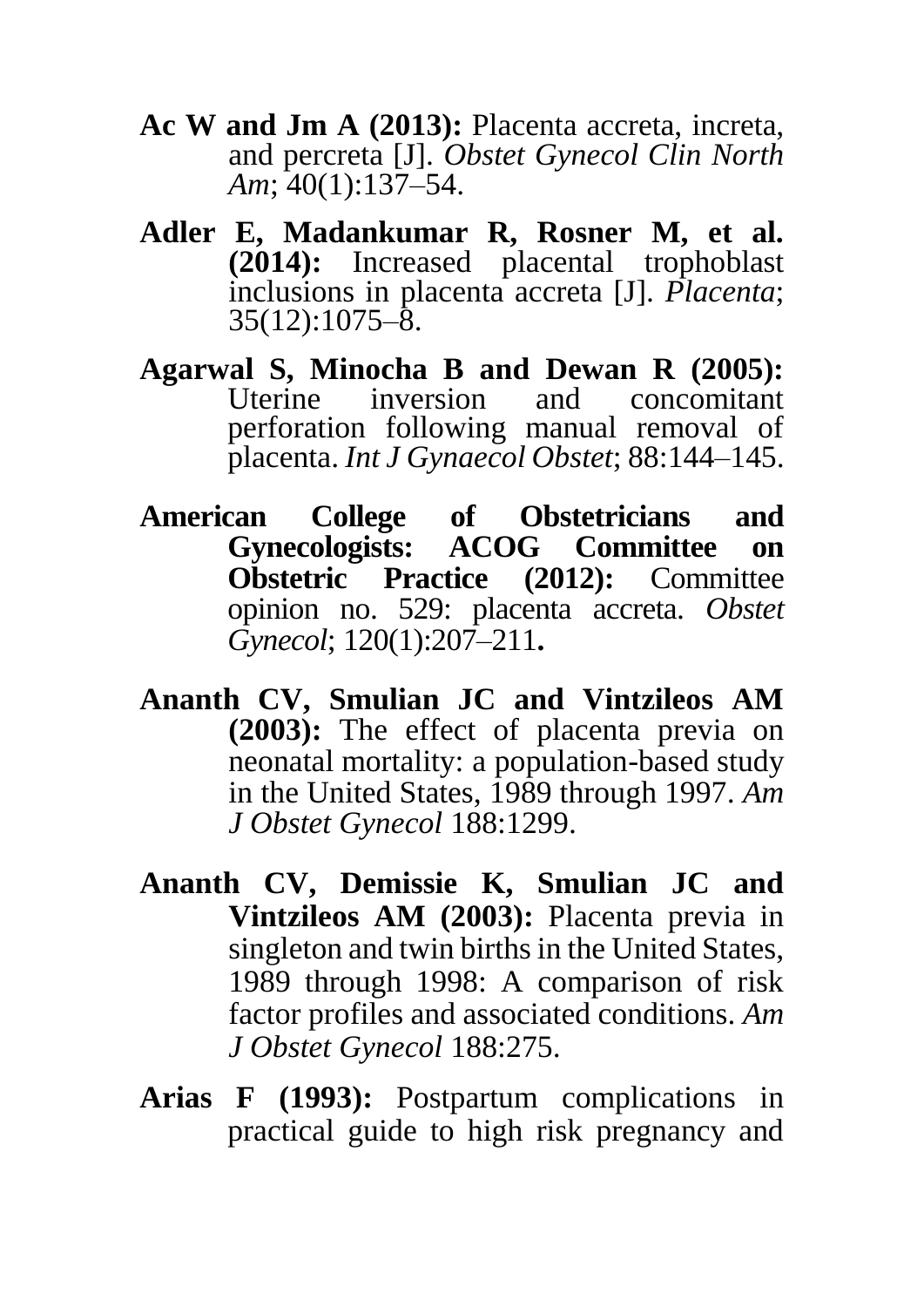**Ac W and Jm A (2013):** Placenta accreta, increta, and percreta [J]. *Obstet Gynecol Clin North Am*; 40(1):137–54.

**Adler E, Madankumar R, Rosner M, et al. (2014):** Increased placental trophoblast inclusions in placenta accreta [J]. *Placenta*; 35(12):1075–8.

**Agarwal S, Minocha B and Dewan R (2005):** Uterine inversion and concomitant perforation following manual removal of placenta. *Int J Gynaecol Obstet*; 88:144–145.

**American College of Obstetricians and Gynecologists: ACOG Committee on Obstetric Practice (2012):** Committee opinion no. 529: placenta accreta. *Obstet Gynecol*; 120(1):207–211**.**

**Ananth CV, Smulian JC and Vintzileos AM (2003):** The effect of placenta previa on neonatal mortality: a population-based study in the United States, 1989 through 1997. *Am J Obstet Gynecol* 188:1299.

**Ananth CV, Demissie K, Smulian JC and Vintzileos AM (2003):** Placenta previa in singleton and twin births in the United States, 1989 through 1998: A comparison of risk factor profiles and associated conditions. *Am J Obstet Gynecol* 188:275.

**Arias F (1993):** Postpartum complications in practical guide to high risk pregnancy and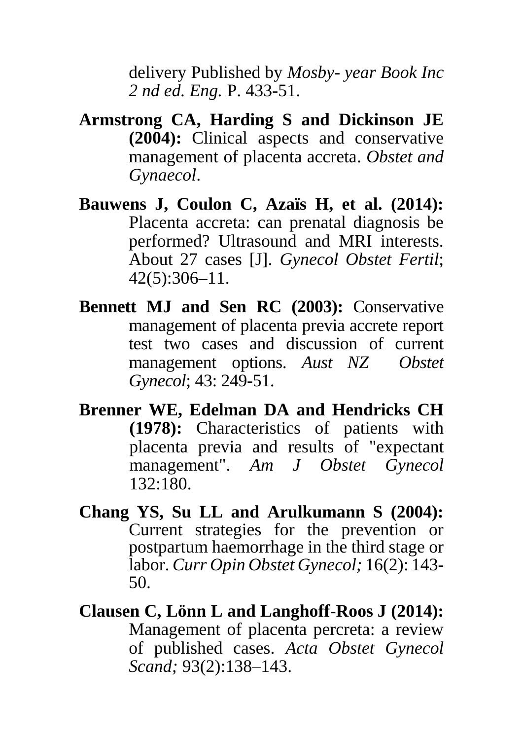delivery Published by *Mosby- year Book Inc 2 nd ed. Eng.* P. 433-51.

**Armstrong CA, Harding S and Dickinson JE (2004):** Clinical aspects and conservative management of placenta accreta. *Obstet and Gynaecol*.

**Bauwens J, Coulon C, Azaïs H, et al. (2014):** Placenta accreta: can prenatal diagnosis be performed? Ultrasound and MRI interests. About 27 cases [J]. *Gynecol Obstet Fertil*; 42(5):306–11.

**Bennett MJ and Sen RC (2003):** Conservative management of placenta previa accrete report test two cases and discussion of current management options. *Aust NZ Obstet Gynecol*; 43: 249-51.

**Brenner WE, Edelman DA and Hendricks CH (1978):** Characteristics of patients with placenta previa and results of "expectant management". *Am J Obstet Gynecol* 132:180.

**Chang YS, Su LL and Arulkumann S (2004):** Current strategies for the prevention or postpartum haemorrhage in the third stage or labor. *Curr Opin Obstet Gynecol;* 16(2): 143-50.

**Clausen C, Lönn L and Langhoff-Roos J (2014):** Management of placenta percreta: a review of published cases. *Acta Obstet Gynecol Scand;* 93(2):138–143.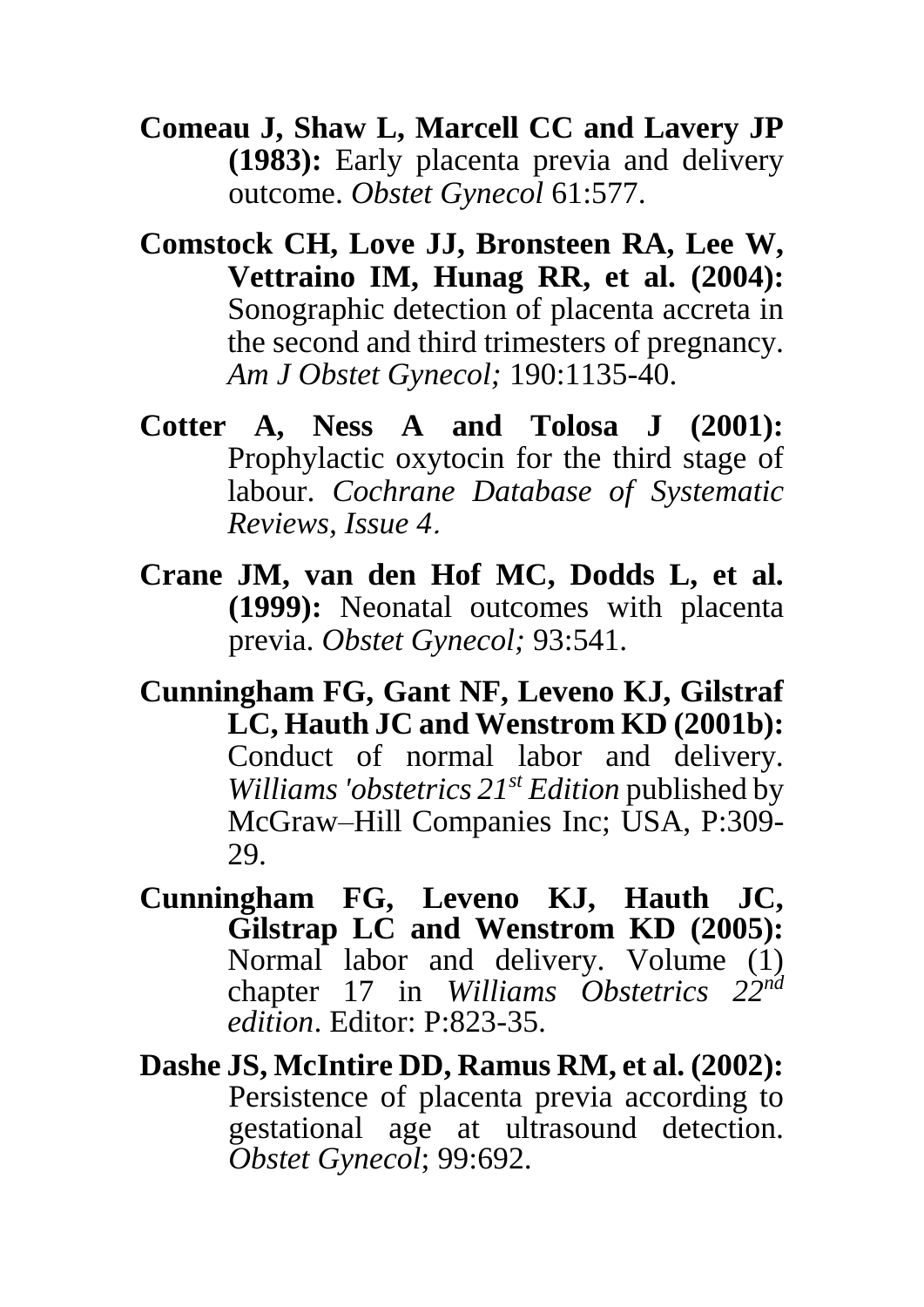**Comeau J, Shaw L, Marcell CC and Lavery JP (1983):** Early placenta previa and delivery outcome. *Obstet Gynecol* 61:577.

**Comstock CH, Love JJ, Bronsteen RA, Lee W, Vettraino IM, Hunag RR, et al. (2004):** Sonographic detection of placenta accreta in the second and third trimesters of pregnancy. *Am J Obstet Gynecol;* 190:1135-40.

**Cotter A, Ness A and Tolosa J (2001):** Prophylactic oxytocin for the third stage of labour. *Cochrane Database of Systematic Reviews, Issue 4.*

**Crane JM, van den Hof MC, Dodds L, et al. (1999):** Neonatal outcomes with placenta previa. *Obstet Gynecol;* 93:541.

**Cunningham FG, Gant NF, Leveno KJ, Gilstraf LC, Hauth JC and Wenstrom KD (2001b):** Conduct of normal labor and delivery. *Williams 'obstetrics 21st Edition* published by McGraw–Hill Companies Inc; USA, P:309-29.

**Cunningham FG, Leveno KJ, Hauth JC, Gilstrap LC and Wenstrom KD (2005):** Normal labor and delivery. Volume (1) chapter 17 in *Williams Obstetrics 22nd edition*. Editor: P:823-35.

**Dashe JS, McIntire DD, Ramus RM, et al. (2002):** Persistence of placenta previa according to gestational age at ultrasound detection. *Obstet Gynecol*; 99:692.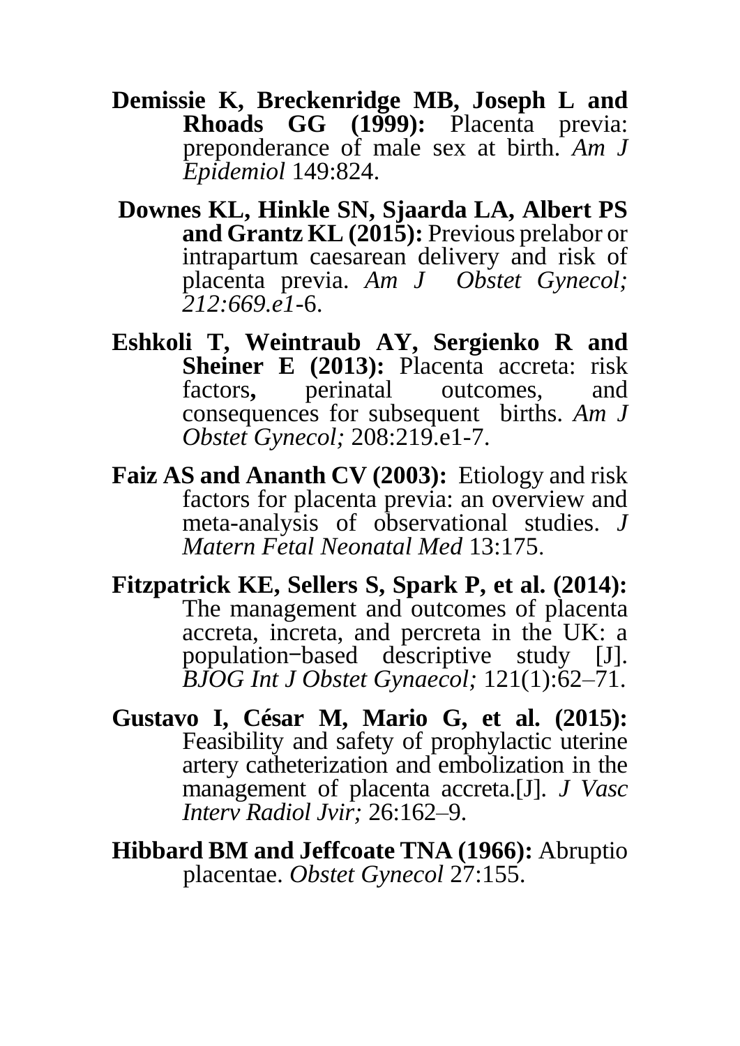**Demissie K, Breckenridge MB, Joseph L and Rhoads GG (1999):** Placenta previa: preponderance of male sex at birth. *Am J Epidemiol* 149:824.

**Downes KL, Hinkle SN, Sjaarda LA, Albert PS and Grantz KL (2015):** Previous prelabor or intrapartum caesarean delivery and risk of placenta previa. *Am J Obstet Gynecol; 212:669.e1*-6.

**Eshkoli T, Weintraub AY, Sergienko R and Sheiner E (2013):** Placenta accreta: risk factors**,** perinatal outcomes, and consequences for subsequent births. *Am J Obstet Gynecol;* 208:219.e1-7.

**Faiz AS and Ananth CV (2003):** Etiology and risk factors for placenta previa: an overview and meta-analysis of observational studies. *J Matern Fetal Neonatal Med* 13:175.

**Fitzpatrick KE, Sellers S, Spark P, et al. (2014):** The management and outcomes of placenta accreta, increta, and percreta in the UK: a population−based descriptive study [J]. *BJOG Int J Obstet Gynaecol;* 121(1):62–71.

**Gustavo I, César M, Mario G, et al. (2015):** Feasibility and safety of prophylactic uterine artery catheterization and embolization in the management of placenta accreta.[J]. *J Vasc Interv Radiol Jvir;* 26:162–9.

**Hibbard BM and Jeffcoate TNA (1966):** Abruptio placentae. *Obstet Gynecol* 27:155.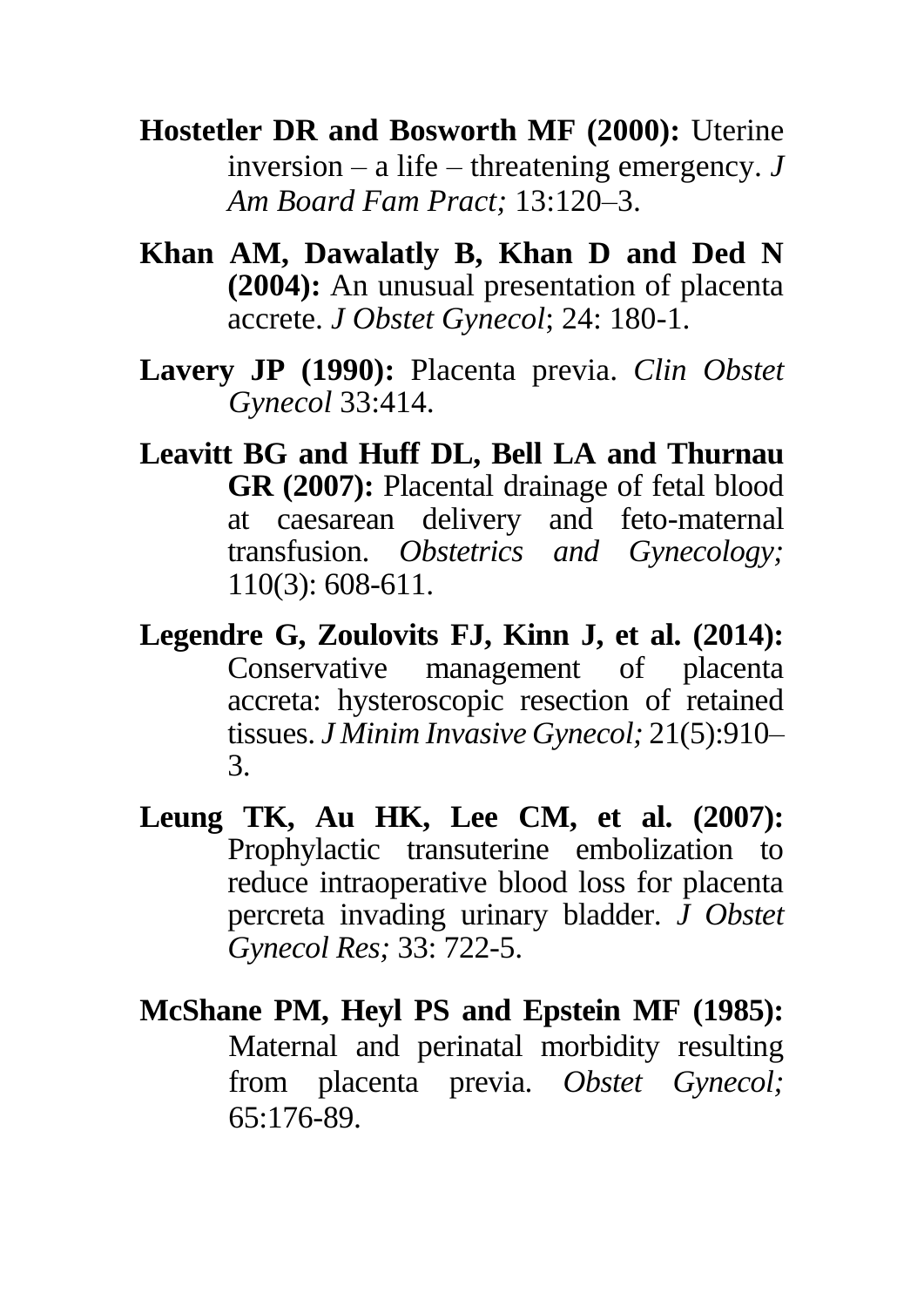**Hostetler DR and Bosworth MF (2000):** Uterine inversion – a life – threatening emergency. *J Am Board Fam Pract;* 13:120–3.

**Khan AM, Dawalatly B, Khan D and Ded N (2004):** An unusual presentation of placenta accrete. *J Obstet Gynecol*; 24: 180-1.

**Lavery JP (1990):** Placenta previa. *Clin Obstet Gynecol* 33:414.

**Leavitt BG and Huff DL, Bell LA and Thurnau GR (2007):** Placental drainage of fetal blood at caesarean delivery and feto-maternal transfusion. *Obstetrics and Gynecology;* 110(3): 608-611.

**Legendre G, Zoulovits FJ, Kinn J, et al. (2014):** Conservative management of placenta accreta: hysteroscopic resection of retained tissues. *J Minim Invasive Gynecol;* 21(5):910–3.

**Leung TK, Au HK, Lee CM, et al. (2007):** Prophylactic transuterine embolization to reduce intraoperative blood loss for placenta percreta invading urinary bladder. *J Obstet Gynecol Res;* 33: 722-5.

**McShane PM, Heyl PS and Epstein MF (1985):** Maternal and perinatal morbidity resulting from placenta previa. *Obstet Gynecol;* 65:176-89.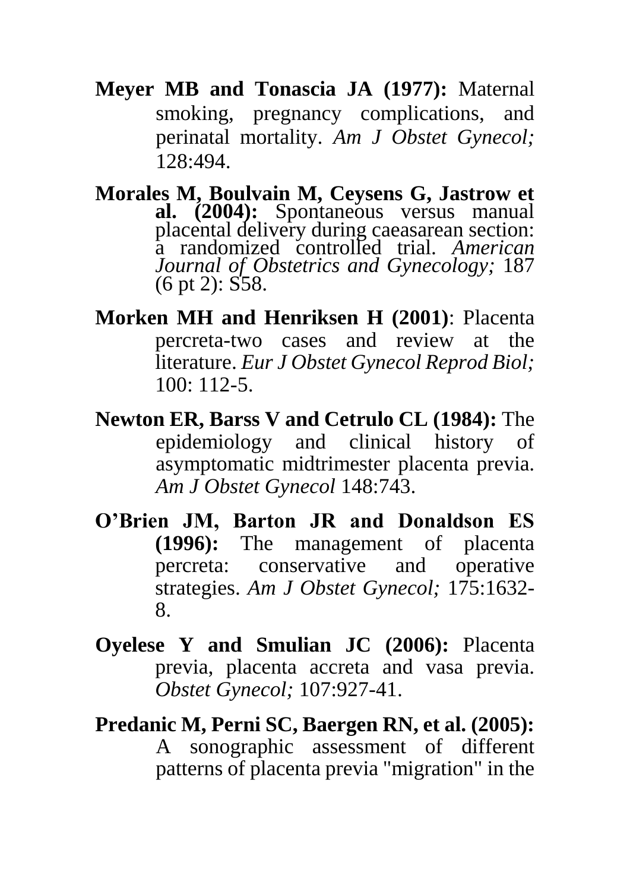**Meyer MB and Tonascia JA (1977):** Maternal smoking, pregnancy complications, and perinatal mortality. *Am J Obstet Gynecol;* 128:494.

**Morales M, Boulvain M, Ceysens G, Jastrow et al. (2004):** Spontaneous versus manual placental delivery during caeasarean section: a randomized controlled trial. *American Journal of Obstetrics and Gynecology;* 187 (6 pt 2): S58.

**Morken MH and Henriksen H (2001)**: Placenta percreta-two cases and review at the literature. *Eur J Obstet Gynecol Reprod Biol;* 100: 112-5.

**Newton ER, Barss V and Cetrulo CL (1984):** The epidemiology and clinical history of asymptomatic midtrimester placenta previa. *Am J Obstet Gynecol* 148:743.

**O'Brien JM, Barton JR and Donaldson ES (1996):** The management of placenta percreta: conservative and operative strategies. *Am J Obstet Gynecol;* 175:1632-8.

**Oyelese Y and Smulian JC (2006):** Placenta previa, placenta accreta and vasa previa. *Obstet Gynecol;* 107:927-41.

**Predanic M, Perni SC, Baergen RN, et al. (2005):** A sonographic assessment of different patterns of placenta previa "migration" in the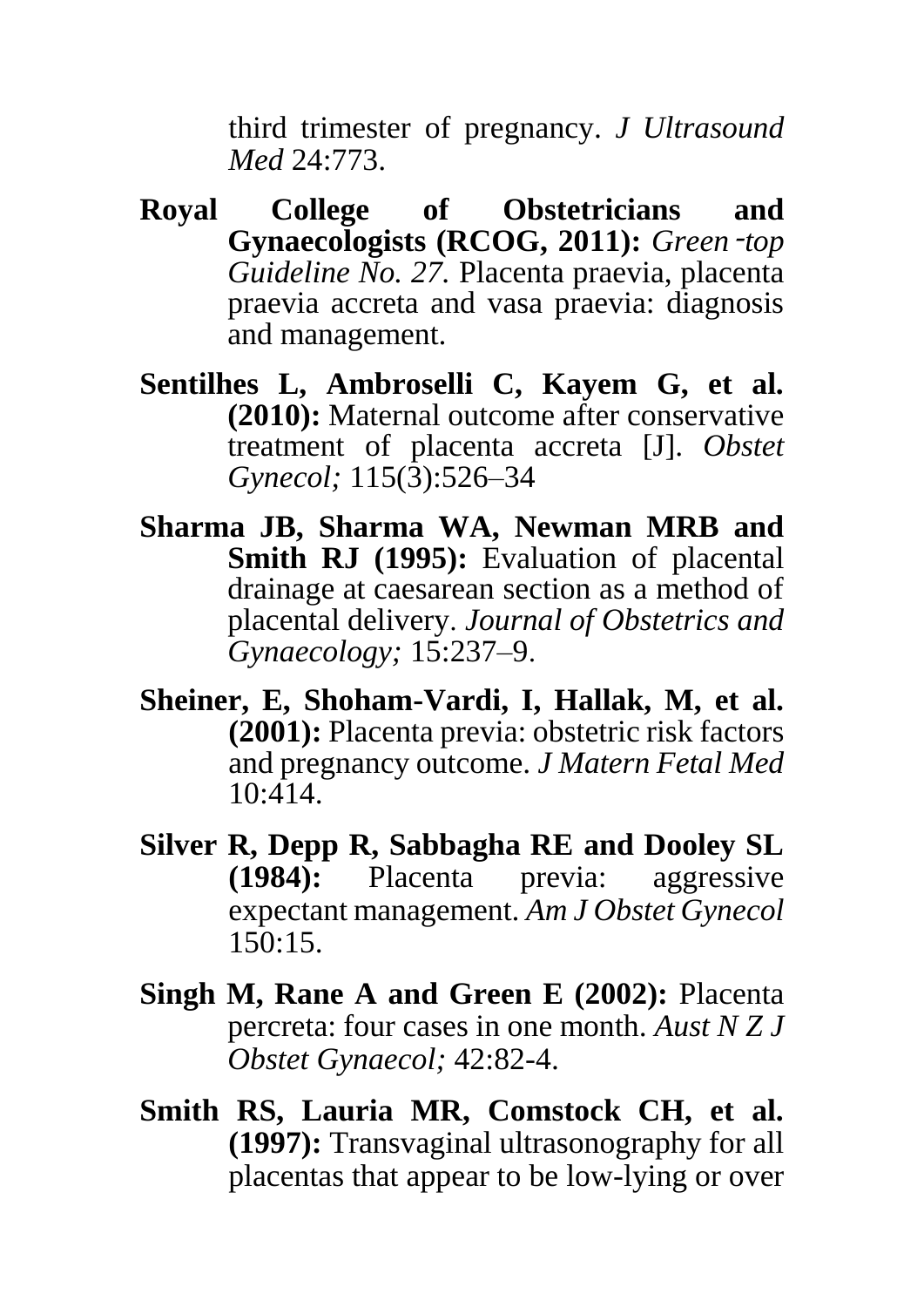third trimester of pregnancy. *J Ultrasound Med* 24:773.

**Royal College of Obstetricians and Gynaecologists (RCOG, 2011):** *Green-top Guideline No. 27.* Placenta praevia, placenta praevia accreta and vasa praevia: diagnosis and management.

**Sentilhes L, Ambroselli C, Kayem G, et al. (2010):** Maternal outcome after conservative treatment of placenta accreta [J]. *Obstet Gynecol;* 115(3):526–34

**Sharma JB, Sharma WA, Newman MRB and Smith RJ (1995):** Evaluation of placental drainage at caesarean section as a method of placental delivery. *Journal of Obstetrics and Gynaecology;* 15:237–9.

**Sheiner, E, Shoham-Vardi, I, Hallak, M, et al. (2001):** Placenta previa: obstetric risk factors and pregnancy outcome. *J Matern Fetal Med* 10:414.

**Silver R, Depp R, Sabbagha RE and Dooley SL (1984):** Placenta previa: aggressive expectant management. *Am J Obstet Gynecol* 150:15.

**Singh M, Rane A and Green E (2002):** Placenta percreta: four cases in one month. *Aust N Z J Obstet Gynaecol;* 42:82-4.

**Smith RS, Lauria MR, Comstock CH, et al. (1997):** Transvaginal ultrasonography for all placentas that appear to be low-lying or over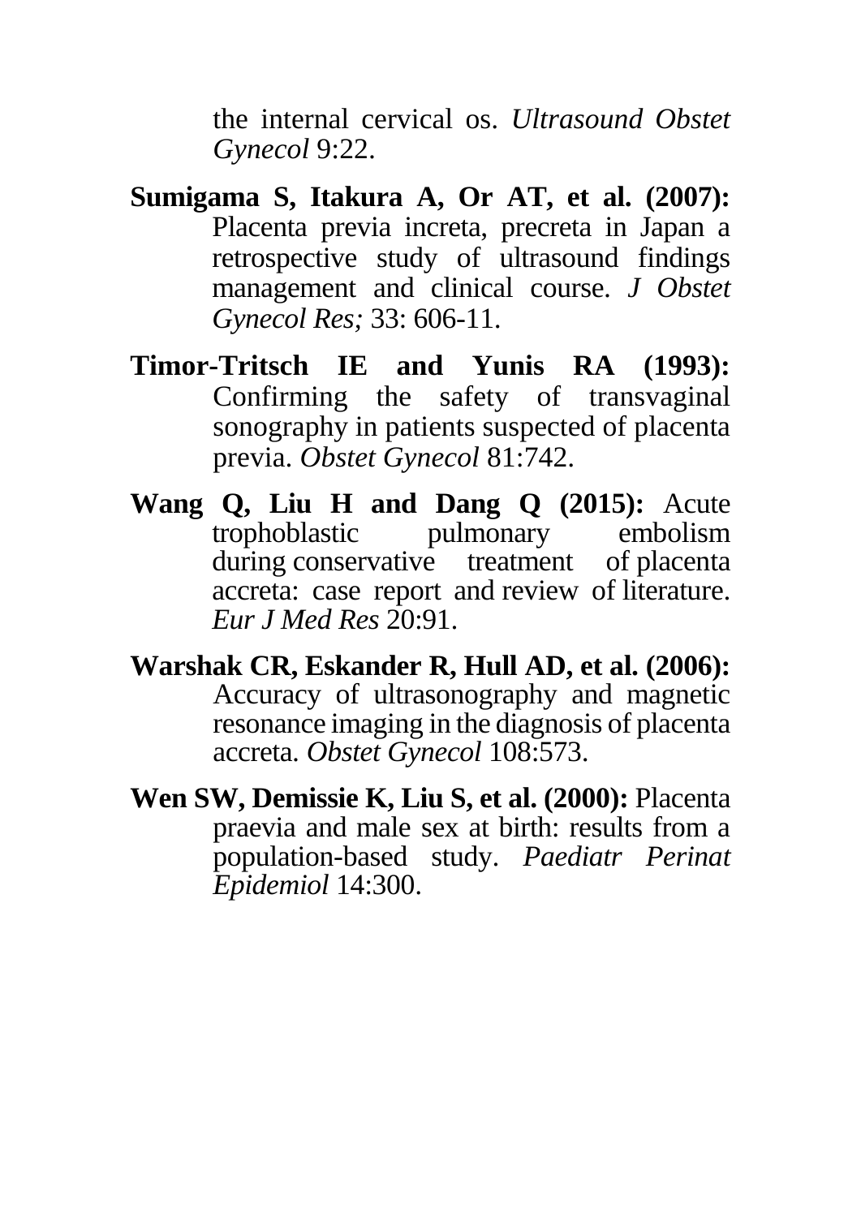the internal cervical os. *Ultrasound Obstet Gynecol* 9:22.

**Sumigama S, Itakura A, Or AT, et al. (2007):** Placenta previa increta, precreta in Japan a retrospective study of ultrasound findings management and clinical course. *J Obstet Gynecol Res;* 33: 606-11.

**Timor-Tritsch IE and Yunis RA (1993):** Confirming the safety of transvaginal sonography in patients suspected of placenta previa. *Obstet Gynecol* 81:742.

**Wang Q, Liu H and Dang Q (2015):** Acute trophoblastic pulmonary embolism during conservative treatment of placenta accreta: case report and review of literature. *Eur J Med Res* 20:91.

**Warshak CR, Eskander R, Hull AD, et al. (2006):** Accuracy of ultrasonography and magnetic resonance imaging in the diagnosis of placenta accreta. *Obstet Gynecol* 108:573.

**Wen SW, Demissie K, Liu S, et al. (2000):** Placenta praevia and male sex at birth: results from a population-based study. *Paediatr Perinat Epidemiol* 14:300.